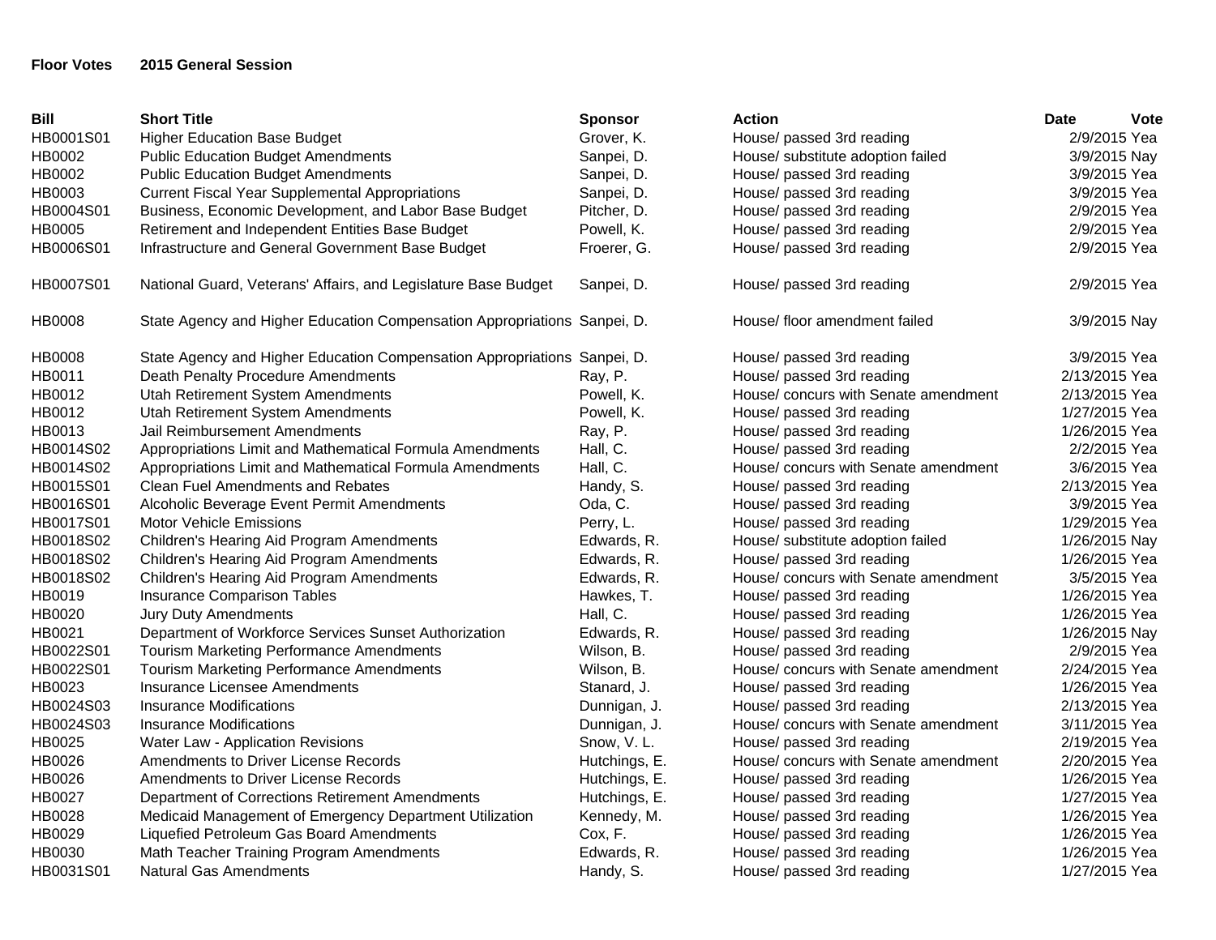**Floor Votes 2015 General Session**

| Bill | Short Title | Sponsor | Action | Date | Vote |
|---|---|---|---|---|---|
| HB0001S01 | Higher Education Base Budget | Grover, K. | House/ passed 3rd reading | 2/9/2015 | Yea |
| HB0002 | Public Education Budget Amendments | Sanpei, D. | House/ substitute adoption failed | 3/9/2015 | Nay |
| HB0002 | Public Education Budget Amendments | Sanpei, D. | House/ passed 3rd reading | 3/9/2015 | Yea |
| HB0003 | Current Fiscal Year Supplemental Appropriations | Sanpei, D. | House/ passed 3rd reading | 3/9/2015 | Yea |
| HB0004S01 | Business, Economic Development, and Labor Base Budget | Pitcher, D. | House/ passed 3rd reading | 2/9/2015 | Yea |
| HB0005 | Retirement and Independent Entities Base Budget | Powell, K. | House/ passed 3rd reading | 2/9/2015 | Yea |
| HB0006S01 | Infrastructure and General Government Base Budget | Froerer, G. | House/ passed 3rd reading | 2/9/2015 | Yea |
| HB0007S01 | National Guard, Veterans' Affairs, and Legislature Base Budget | Sanpei, D. | House/ passed 3rd reading | 2/9/2015 | Yea |
| HB0008 | State Agency and Higher Education Compensation Appropriations | Sanpei, D. | House/ floor amendment failed | 3/9/2015 | Nay |
| HB0008 | State Agency and Higher Education Compensation Appropriations | Sanpei, D. | House/ passed 3rd reading | 3/9/2015 | Yea |
| HB0011 | Death Penalty Procedure Amendments | Ray, P. | House/ passed 3rd reading | 2/13/2015 | Yea |
| HB0012 | Utah Retirement System Amendments | Powell, K. | House/ concurs with Senate amendment | 2/13/2015 | Yea |
| HB0012 | Utah Retirement System Amendments | Powell, K. | House/ passed 3rd reading | 1/27/2015 | Yea |
| HB0013 | Jail Reimbursement Amendments | Ray, P. | House/ passed 3rd reading | 1/26/2015 | Yea |
| HB0014S02 | Appropriations Limit and Mathematical Formula Amendments | Hall, C. | House/ passed 3rd reading | 2/2/2015 | Yea |
| HB0014S02 | Appropriations Limit and Mathematical Formula Amendments | Hall, C. | House/ concurs with Senate amendment | 3/6/2015 | Yea |
| HB0015S01 | Clean Fuel Amendments and Rebates | Handy, S. | House/ passed 3rd reading | 2/13/2015 | Yea |
| HB0016S01 | Alcoholic Beverage Event Permit Amendments | Oda, C. | House/ passed 3rd reading | 3/9/2015 | Yea |
| HB0017S01 | Motor Vehicle Emissions | Perry, L. | House/ passed 3rd reading | 1/29/2015 | Yea |
| HB0018S02 | Children's Hearing Aid Program Amendments | Edwards, R. | House/ substitute adoption failed | 1/26/2015 | Nay |
| HB0018S02 | Children's Hearing Aid Program Amendments | Edwards, R. | House/ passed 3rd reading | 1/26/2015 | Yea |
| HB0018S02 | Children's Hearing Aid Program Amendments | Edwards, R. | House/ concurs with Senate amendment | 3/5/2015 | Yea |
| HB0019 | Insurance Comparison Tables | Hawkes, T. | House/ passed 3rd reading | 1/26/2015 | Yea |
| HB0020 | Jury Duty Amendments | Hall, C. | House/ passed 3rd reading | 1/26/2015 | Yea |
| HB0021 | Department of Workforce Services Sunset Authorization | Edwards, R. | House/ passed 3rd reading | 1/26/2015 | Nay |
| HB0022S01 | Tourism Marketing Performance Amendments | Wilson, B. | House/ passed 3rd reading | 2/9/2015 | Yea |
| HB0022S01 | Tourism Marketing Performance Amendments | Wilson, B. | House/ concurs with Senate amendment | 2/24/2015 | Yea |
| HB0023 | Insurance Licensee Amendments | Stanard, J. | House/ passed 3rd reading | 1/26/2015 | Yea |
| HB0024S03 | Insurance Modifications | Dunnigan, J. | House/ passed 3rd reading | 2/13/2015 | Yea |
| HB0024S03 | Insurance Modifications | Dunnigan, J. | House/ concurs with Senate amendment | 3/11/2015 | Yea |
| HB0025 | Water Law - Application Revisions | Snow, V. L. | House/ passed 3rd reading | 2/19/2015 | Yea |
| HB0026 | Amendments to Driver License Records | Hutchings, E. | House/ concurs with Senate amendment | 2/20/2015 | Yea |
| HB0026 | Amendments to Driver License Records | Hutchings, E. | House/ passed 3rd reading | 1/26/2015 | Yea |
| HB0027 | Department of Corrections Retirement Amendments | Hutchings, E. | House/ passed 3rd reading | 1/27/2015 | Yea |
| HB0028 | Medicaid Management of Emergency Department Utilization | Kennedy, M. | House/ passed 3rd reading | 1/26/2015 | Yea |
| HB0029 | Liquefied Petroleum Gas Board Amendments | Cox, F. | House/ passed 3rd reading | 1/26/2015 | Yea |
| HB0030 | Math Teacher Training Program Amendments | Edwards, R. | House/ passed 3rd reading | 1/26/2015 | Yea |
| HB0031S01 | Natural Gas Amendments | Handy, S. | House/ passed 3rd reading | 1/27/2015 | Yea |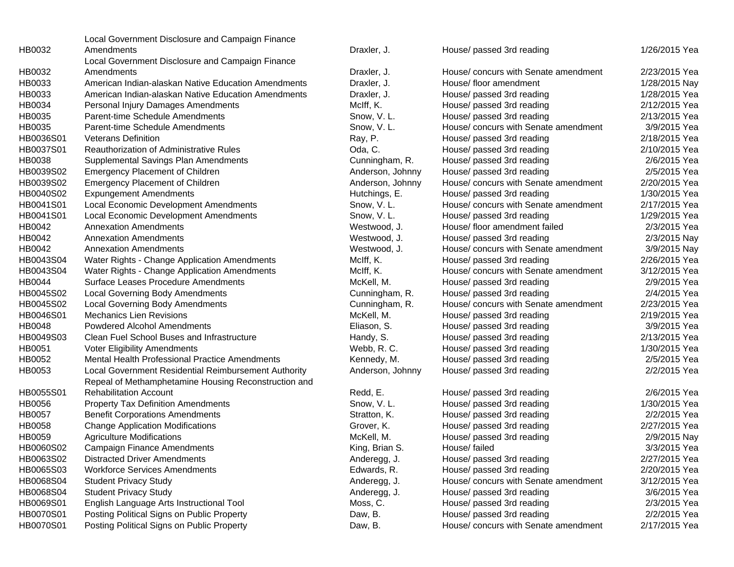| | | | | | |
|---|---|---|---|---|---|
| HB0032 | Local Government Disclosure and Campaign Finance Amendments | Draxler, J. | House/ passed 3rd reading | 1/26/2015 | Yea |
| HB0032 | Local Government Disclosure and Campaign Finance Amendments | Draxler, J. | House/ concurs with Senate amendment | 2/23/2015 | Yea |
| HB0033 | American Indian-alaskan Native Education Amendments | Draxler, J. | House/ floor amendment | 1/28/2015 | Nay |
| HB0033 | American Indian-alaskan Native Education Amendments | Draxler, J. | House/ passed 3rd reading | 1/28/2015 | Yea |
| HB0034 | Personal Injury Damages Amendments | McIff, K. | House/ passed 3rd reading | 2/12/2015 | Yea |
| HB0035 | Parent-time Schedule Amendments | Snow, V. L. | House/ passed 3rd reading | 2/13/2015 | Yea |
| HB0035 | Parent-time Schedule Amendments | Snow, V. L. | House/ concurs with Senate amendment | 3/9/2015 | Yea |
| HB0036S01 | Veterans Definition | Ray, P. | House/ passed 3rd reading | 2/18/2015 | Yea |
| HB0037S01 | Reauthorization of Administrative Rules | Oda, C. | House/ passed 3rd reading | 2/10/2015 | Yea |
| HB0038 | Supplemental Savings Plan Amendments | Cunningham, R. | House/ passed 3rd reading | 2/6/2015 | Yea |
| HB0039S02 | Emergency Placement of Children | Anderson, Johnny | House/ passed 3rd reading | 2/5/2015 | Yea |
| HB0039S02 | Emergency Placement of Children | Anderson, Johnny | House/ concurs with Senate amendment | 2/20/2015 | Yea |
| HB0040S02 | Expungement Amendments | Hutchings, E. | House/ passed 3rd reading | 1/30/2015 | Yea |
| HB0041S01 | Local Economic Development Amendments | Snow, V. L. | House/ concurs with Senate amendment | 2/17/2015 | Yea |
| HB0041S01 | Local Economic Development Amendments | Snow, V. L. | House/ passed 3rd reading | 1/29/2015 | Yea |
| HB0042 | Annexation Amendments | Westwood, J. | House/ floor amendment failed | 2/3/2015 | Yea |
| HB0042 | Annexation Amendments | Westwood, J. | House/ passed 3rd reading | 2/3/2015 | Nay |
| HB0042 | Annexation Amendments | Westwood, J. | House/ concurs with Senate amendment | 3/9/2015 | Nay |
| HB0043S04 | Water Rights - Change Application Amendments | McIff, K. | House/ passed 3rd reading | 2/26/2015 | Yea |
| HB0043S04 | Water Rights - Change Application Amendments | McIff, K. | House/ concurs with Senate amendment | 3/12/2015 | Yea |
| HB0044 | Surface Leases Procedure Amendments | McKell, M. | House/ passed 3rd reading | 2/9/2015 | Yea |
| HB0045S02 | Local Governing Body Amendments | Cunningham, R. | House/ passed 3rd reading | 2/4/2015 | Yea |
| HB0045S02 | Local Governing Body Amendments | Cunningham, R. | House/ concurs with Senate amendment | 2/23/2015 | Yea |
| HB0046S01 | Mechanics Lien Revisions | McKell, M. | House/ passed 3rd reading | 2/19/2015 | Yea |
| HB0048 | Powdered Alcohol Amendments | Eliason, S. | House/ passed 3rd reading | 3/9/2015 | Yea |
| HB0049S03 | Clean Fuel School Buses and Infrastructure | Handy, S. | House/ passed 3rd reading | 2/13/2015 | Yea |
| HB0051 | Voter Eligibility Amendments | Webb, R. C. | House/ passed 3rd reading | 1/30/2015 | Yea |
| HB0052 | Mental Health Professional Practice Amendments | Kennedy, M. | House/ passed 3rd reading | 2/5/2015 | Yea |
| HB0053 | Local Government Residential Reimbursement Authority | Anderson, Johnny | House/ passed 3rd reading | 2/2/2015 | Yea |
| HB0055S01 | Repeal of Methamphetamine Housing Reconstruction and Rehabilitation Account | Redd, E. | House/ passed 3rd reading | 2/6/2015 | Yea |
| HB0056 | Property Tax Definition Amendments | Snow, V. L. | House/ passed 3rd reading | 1/30/2015 | Yea |
| HB0057 | Benefit Corporations Amendments | Stratton, K. | House/ passed 3rd reading | 2/2/2015 | Yea |
| HB0058 | Change Application Modifications | Grover, K. | House/ passed 3rd reading | 2/27/2015 | Yea |
| HB0059 | Agriculture Modifications | McKell, M. | House/ passed 3rd reading | 2/9/2015 | Nay |
| HB0060S02 | Campaign Finance Amendments | King, Brian S. | House/ failed | 3/3/2015 | Yea |
| HB0063S02 | Distracted Driver Amendments | Anderegg, J. | House/ passed 3rd reading | 2/27/2015 | Yea |
| HB0065S03 | Workforce Services Amendments | Edwards, R. | House/ passed 3rd reading | 2/20/2015 | Yea |
| HB0068S04 | Student Privacy Study | Anderegg, J. | House/ concurs with Senate amendment | 3/12/2015 | Yea |
| HB0068S04 | Student Privacy Study | Anderegg, J. | House/ passed 3rd reading | 3/6/2015 | Yea |
| HB0069S01 | English Language Arts Instructional Tool | Moss, C. | House/ passed 3rd reading | 2/3/2015 | Yea |
| HB0070S01 | Posting Political Signs on Public Property | Daw, B. | House/ passed 3rd reading | 2/2/2015 | Yea |
| HB0070S01 | Posting Political Signs on Public Property | Daw, B. | House/ concurs with Senate amendment | 2/17/2015 | Yea |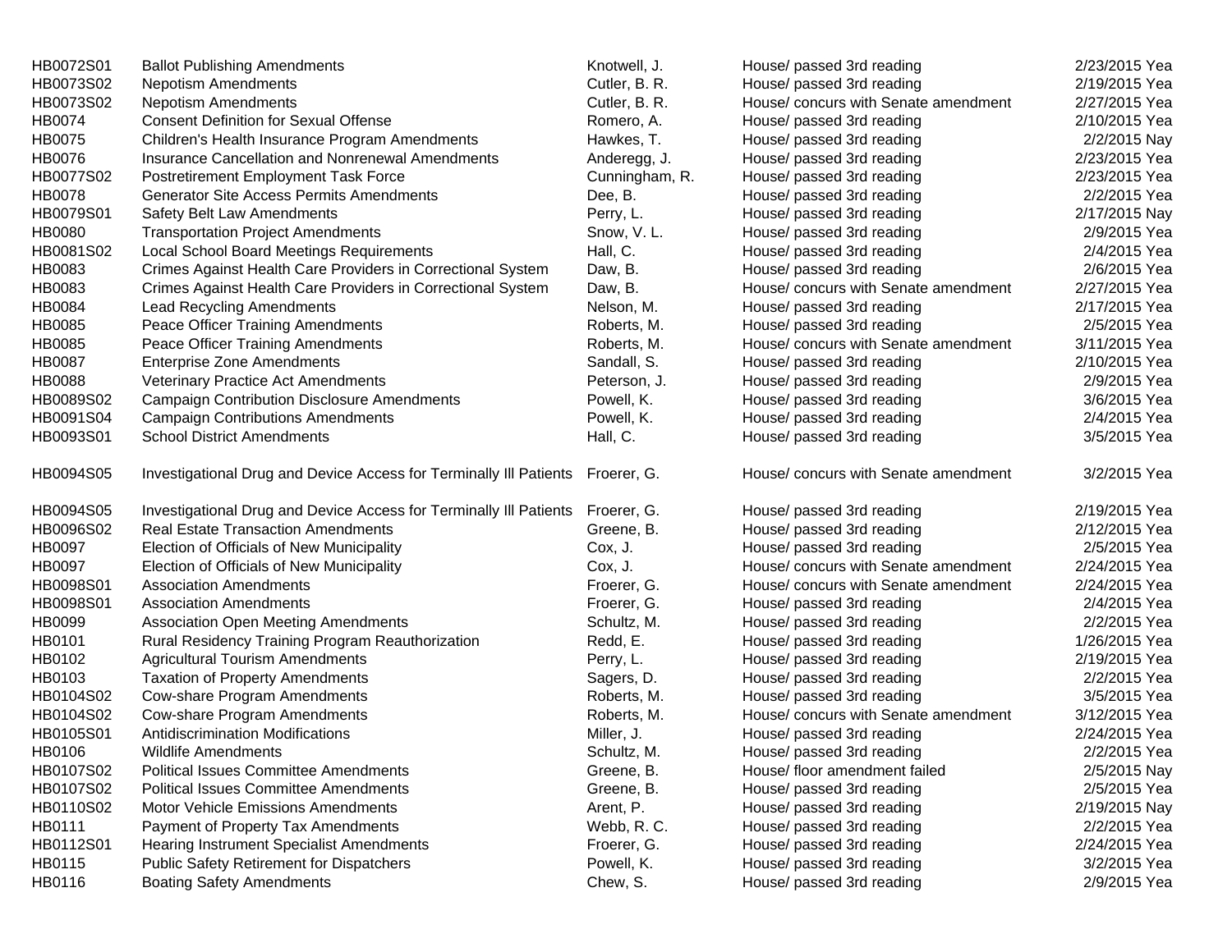| | | | | |
|---|---|---|---|---|
| HB0072S01 | Ballot Publishing Amendments | Knotwell, J. | House/ passed 3rd reading | 2/23/2015 Yea |
| HB0073S02 | Nepotism Amendments | Cutler, B. R. | House/ passed 3rd reading | 2/19/2015 Yea |
| HB0073S02 | Nepotism Amendments | Cutler, B. R. | House/ concurs with Senate amendment | 2/27/2015 Yea |
| HB0074 | Consent Definition for Sexual Offense | Romero, A. | House/ passed 3rd reading | 2/10/2015 Yea |
| HB0075 | Children's Health Insurance Program Amendments | Hawkes, T. | House/ passed 3rd reading | 2/2/2015 Nay |
| HB0076 | Insurance Cancellation and Nonrenewal Amendments | Anderegg, J. | House/ passed 3rd reading | 2/23/2015 Yea |
| HB0077S02 | Postretirement Employment Task Force | Cunningham, R. | House/ passed 3rd reading | 2/23/2015 Yea |
| HB0078 | Generator Site Access Permits Amendments | Dee, B. | House/ passed 3rd reading | 2/2/2015 Yea |
| HB0079S01 | Safety Belt Law Amendments | Perry, L. | House/ passed 3rd reading | 2/17/2015 Nay |
| HB0080 | Transportation Project Amendments | Snow, V. L. | House/ passed 3rd reading | 2/9/2015 Yea |
| HB0081S02 | Local School Board Meetings Requirements | Hall, C. | House/ passed 3rd reading | 2/4/2015 Yea |
| HB0083 | Crimes Against Health Care Providers in Correctional System | Daw, B. | House/ passed 3rd reading | 2/6/2015 Yea |
| HB0083 | Crimes Against Health Care Providers in Correctional System | Daw, B. | House/ concurs with Senate amendment | 2/27/2015 Yea |
| HB0084 | Lead Recycling Amendments | Nelson, M. | House/ passed 3rd reading | 2/17/2015 Yea |
| HB0085 | Peace Officer Training Amendments | Roberts, M. | House/ passed 3rd reading | 2/5/2015 Yea |
| HB0085 | Peace Officer Training Amendments | Roberts, M. | House/ concurs with Senate amendment | 3/11/2015 Yea |
| HB0087 | Enterprise Zone Amendments | Sandall, S. | House/ passed 3rd reading | 2/10/2015 Yea |
| HB0088 | Veterinary Practice Act Amendments | Peterson, J. | House/ passed 3rd reading | 2/9/2015 Yea |
| HB0089S02 | Campaign Contribution Disclosure Amendments | Powell, K. | House/ passed 3rd reading | 3/6/2015 Yea |
| HB0091S04 | Campaign Contributions Amendments | Powell, K. | House/ passed 3rd reading | 2/4/2015 Yea |
| HB0093S01 | School District Amendments | Hall, C. | House/ passed 3rd reading | 3/5/2015 Yea |
| HB0094S05 | Investigational Drug and Device Access for Terminally Ill Patients | Froerer, G. | House/ concurs with Senate amendment | 3/2/2015 Yea |
| HB0094S05 | Investigational Drug and Device Access for Terminally Ill Patients | Froerer, G. | House/ passed 3rd reading | 2/19/2015 Yea |
| HB0096S02 | Real Estate Transaction Amendments | Greene, B. | House/ passed 3rd reading | 2/12/2015 Yea |
| HB0097 | Election of Officials of New Municipality | Cox, J. | House/ passed 3rd reading | 2/5/2015 Yea |
| HB0097 | Election of Officials of New Municipality | Cox, J. | House/ concurs with Senate amendment | 2/24/2015 Yea |
| HB0098S01 | Association Amendments | Froerer, G. | House/ concurs with Senate amendment | 2/24/2015 Yea |
| HB0098S01 | Association Amendments | Froerer, G. | House/ passed 3rd reading | 2/4/2015 Yea |
| HB0099 | Association Open Meeting Amendments | Schultz, M. | House/ passed 3rd reading | 2/2/2015 Yea |
| HB0101 | Rural Residency Training Program Reauthorization | Redd, E. | House/ passed 3rd reading | 1/26/2015 Yea |
| HB0102 | Agricultural Tourism Amendments | Perry, L. | House/ passed 3rd reading | 2/19/2015 Yea |
| HB0103 | Taxation of Property Amendments | Sagers, D. | House/ passed 3rd reading | 2/2/2015 Yea |
| HB0104S02 | Cow-share Program Amendments | Roberts, M. | House/ passed 3rd reading | 3/5/2015 Yea |
| HB0104S02 | Cow-share Program Amendments | Roberts, M. | House/ concurs with Senate amendment | 3/12/2015 Yea |
| HB0105S01 | Antidiscrimination Modifications | Miller, J. | House/ passed 3rd reading | 2/24/2015 Yea |
| HB0106 | Wildlife Amendments | Schultz, M. | House/ passed 3rd reading | 2/2/2015 Yea |
| HB0107S02 | Political Issues Committee Amendments | Greene, B. | House/ floor amendment failed | 2/5/2015 Nay |
| HB0107S02 | Political Issues Committee Amendments | Greene, B. | House/ passed 3rd reading | 2/5/2015 Yea |
| HB0110S02 | Motor Vehicle Emissions Amendments | Arent, P. | House/ passed 3rd reading | 2/19/2015 Nay |
| HB0111 | Payment of Property Tax Amendments | Webb, R. C. | House/ passed 3rd reading | 2/2/2015 Yea |
| HB0112S01 | Hearing Instrument Specialist Amendments | Froerer, G. | House/ passed 3rd reading | 2/24/2015 Yea |
| HB0115 | Public Safety Retirement for Dispatchers | Powell, K. | House/ passed 3rd reading | 3/2/2015 Yea |
| HB0116 | Boating Safety Amendments | Chew, S. | House/ passed 3rd reading | 2/9/2015 Yea |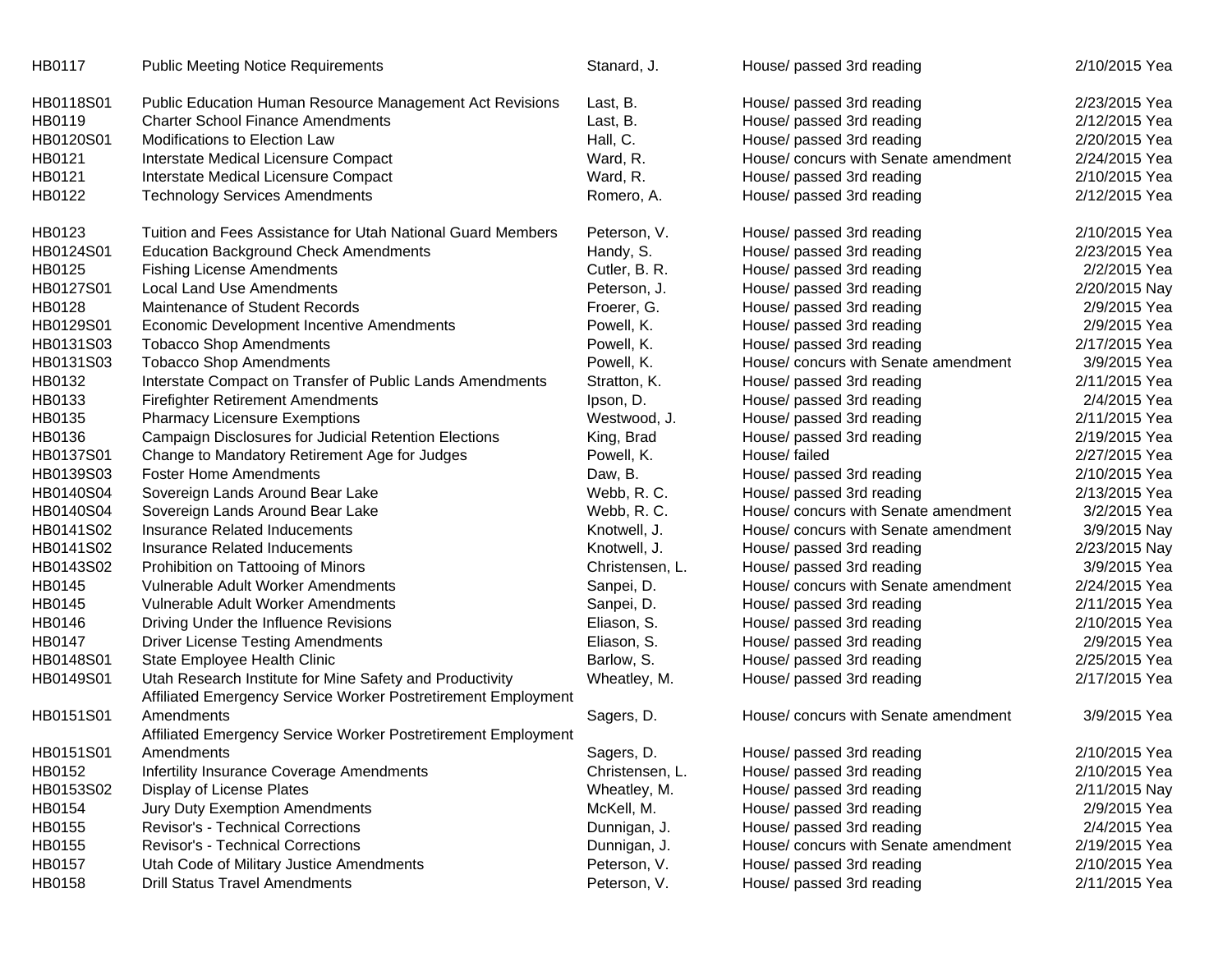| | | | | |
|---|---|---|---|---|
| HB0117 | Public Meeting Notice Requirements | Stanard, J. | House/ passed 3rd reading | 2/10/2015 Yea |
| HB0118S01 | Public Education Human Resource Management Act Revisions | Last, B. | House/ passed 3rd reading | 2/23/2015 Yea |
| HB0119 | Charter School Finance Amendments | Last, B. | House/ passed 3rd reading | 2/12/2015 Yea |
| HB0120S01 | Modifications to Election Law | Hall, C. | House/ passed 3rd reading | 2/20/2015 Yea |
| HB0121 | Interstate Medical Licensure Compact | Ward, R. | House/ concurs with Senate amendment | 2/24/2015 Yea |
| HB0121 | Interstate Medical Licensure Compact | Ward, R. | House/ passed 3rd reading | 2/10/2015 Yea |
| HB0122 | Technology Services Amendments | Romero, A. | House/ passed 3rd reading | 2/12/2015 Yea |
| HB0123 | Tuition and Fees Assistance for Utah National Guard Members | Peterson, V. | House/ passed 3rd reading | 2/10/2015 Yea |
| HB0124S01 | Education Background Check Amendments | Handy, S. | House/ passed 3rd reading | 2/23/2015 Yea |
| HB0125 | Fishing License Amendments | Cutler, B. R. | House/ passed 3rd reading | 2/2/2015 Yea |
| HB0127S01 | Local Land Use Amendments | Peterson, J. | House/ passed 3rd reading | 2/20/2015 Nay |
| HB0128 | Maintenance of Student Records | Froerer, G. | House/ passed 3rd reading | 2/9/2015 Yea |
| HB0129S01 | Economic Development Incentive Amendments | Powell, K. | House/ passed 3rd reading | 2/9/2015 Yea |
| HB0131S03 | Tobacco Shop Amendments | Powell, K. | House/ passed 3rd reading | 2/17/2015 Yea |
| HB0131S03 | Tobacco Shop Amendments | Powell, K. | House/ concurs with Senate amendment | 3/9/2015 Yea |
| HB0132 | Interstate Compact on Transfer of Public Lands Amendments | Stratton, K. | House/ passed 3rd reading | 2/11/2015 Yea |
| HB0133 | Firefighter Retirement Amendments | Ipson, D. | House/ passed 3rd reading | 2/4/2015 Yea |
| HB0135 | Pharmacy Licensure Exemptions | Westwood, J. | House/ passed 3rd reading | 2/11/2015 Yea |
| HB0136 | Campaign Disclosures for Judicial Retention Elections | King, Brad | House/ passed 3rd reading | 2/19/2015 Yea |
| HB0137S01 | Change to Mandatory Retirement Age for Judges | Powell, K. | House/ failed | 2/27/2015 Yea |
| HB0139S03 | Foster Home Amendments | Daw, B. | House/ passed 3rd reading | 2/10/2015 Yea |
| HB0140S04 | Sovereign Lands Around Bear Lake | Webb, R. C. | House/ passed 3rd reading | 2/13/2015 Yea |
| HB0140S04 | Sovereign Lands Around Bear Lake | Webb, R. C. | House/ concurs with Senate amendment | 3/2/2015 Yea |
| HB0141S02 | Insurance Related Inducements | Knotwell, J. | House/ concurs with Senate amendment | 3/9/2015 Nay |
| HB0141S02 | Insurance Related Inducements | Knotwell, J. | House/ passed 3rd reading | 2/23/2015 Nay |
| HB0143S02 | Prohibition on Tattooing of Minors | Christensen, L. | House/ passed 3rd reading | 3/9/2015 Yea |
| HB0145 | Vulnerable Adult Worker Amendments | Sanpei, D. | House/ concurs with Senate amendment | 2/24/2015 Yea |
| HB0145 | Vulnerable Adult Worker Amendments | Sanpei, D. | House/ passed 3rd reading | 2/11/2015 Yea |
| HB0146 | Driving Under the Influence Revisions | Eliason, S. | House/ passed 3rd reading | 2/10/2015 Yea |
| HB0147 | Driver License Testing Amendments | Eliason, S. | House/ passed 3rd reading | 2/9/2015 Yea |
| HB0148S01 | State Employee Health Clinic | Barlow, S. | House/ passed 3rd reading | 2/25/2015 Yea |
| HB0149S01 | Utah Research Institute for Mine Safety and Productivity | Wheatley, M. | House/ passed 3rd reading | 2/17/2015 Yea |
| HB0151S01 | Affiliated Emergency Service Worker Postretirement Employment Amendments | Sagers, D. | House/ concurs with Senate amendment | 3/9/2015 Yea |
| HB0151S01 | Affiliated Emergency Service Worker Postretirement Employment Amendments | Sagers, D. | House/ passed 3rd reading | 2/10/2015 Yea |
| HB0152 | Infertility Insurance Coverage Amendments | Christensen, L. | House/ passed 3rd reading | 2/10/2015 Yea |
| HB0153S02 | Display of License Plates | Wheatley, M. | House/ passed 3rd reading | 2/11/2015 Nay |
| HB0154 | Jury Duty Exemption Amendments | McKell, M. | House/ passed 3rd reading | 2/9/2015 Yea |
| HB0155 | Revisor's - Technical Corrections | Dunnigan, J. | House/ passed 3rd reading | 2/4/2015 Yea |
| HB0155 | Revisor's - Technical Corrections | Dunnigan, J. | House/ concurs with Senate amendment | 2/19/2015 Yea |
| HB0157 | Utah Code of Military Justice Amendments | Peterson, V. | House/ passed 3rd reading | 2/10/2015 Yea |
| HB0158 | Drill Status Travel Amendments | Peterson, V. | House/ passed 3rd reading | 2/11/2015 Yea |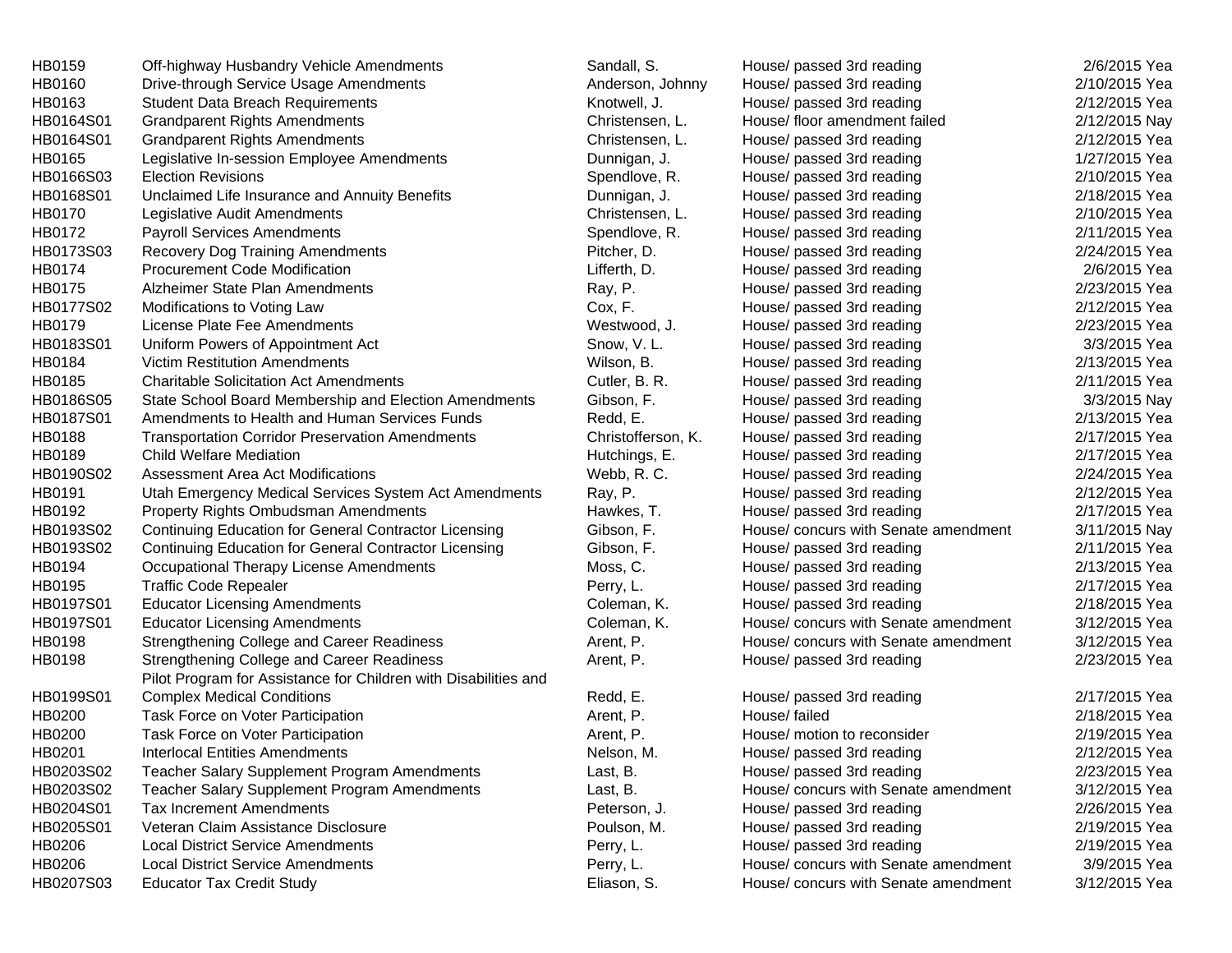| | | | | | |
|---|---|---|---|---|---|
| HB0159 | Off-highway Husbandry Vehicle Amendments | Sandall, S. | House/ passed 3rd reading | 2/6/2015 | Yea |
| HB0160 | Drive-through Service Usage Amendments | Anderson, Johnny | House/ passed 3rd reading | 2/10/2015 | Yea |
| HB0163 | Student Data Breach Requirements | Knotwell, J. | House/ passed 3rd reading | 2/12/2015 | Yea |
| HB0164S01 | Grandparent Rights Amendments | Christensen, L. | House/ floor amendment failed | 2/12/2015 | Nay |
| HB0164S01 | Grandparent Rights Amendments | Christensen, L. | House/ passed 3rd reading | 2/12/2015 | Yea |
| HB0165 | Legislative In-session Employee Amendments | Dunnigan, J. | House/ passed 3rd reading | 1/27/2015 | Yea |
| HB0166S03 | Election Revisions | Spendlove, R. | House/ passed 3rd reading | 2/10/2015 | Yea |
| HB0168S01 | Unclaimed Life Insurance and Annuity Benefits | Dunnigan, J. | House/ passed 3rd reading | 2/18/2015 | Yea |
| HB0170 | Legislative Audit Amendments | Christensen, L. | House/ passed 3rd reading | 2/10/2015 | Yea |
| HB0172 | Payroll Services Amendments | Spendlove, R. | House/ passed 3rd reading | 2/11/2015 | Yea |
| HB0173S03 | Recovery Dog Training Amendments | Pitcher, D. | House/ passed 3rd reading | 2/24/2015 | Yea |
| HB0174 | Procurement Code Modification | Lifferth, D. | House/ passed 3rd reading | 2/6/2015 | Yea |
| HB0175 | Alzheimer State Plan Amendments | Ray, P. | House/ passed 3rd reading | 2/23/2015 | Yea |
| HB0177S02 | Modifications to Voting Law | Cox, F. | House/ passed 3rd reading | 2/12/2015 | Yea |
| HB0179 | License Plate Fee Amendments | Westwood, J. | House/ passed 3rd reading | 2/23/2015 | Yea |
| HB0183S01 | Uniform Powers of Appointment Act | Snow, V. L. | House/ passed 3rd reading | 3/3/2015 | Yea |
| HB0184 | Victim Restitution Amendments | Wilson, B. | House/ passed 3rd reading | 2/13/2015 | Yea |
| HB0185 | Charitable Solicitation Act Amendments | Cutler, B. R. | House/ passed 3rd reading | 2/11/2015 | Yea |
| HB0186S05 | State School Board Membership and Election Amendments | Gibson, F. | House/ passed 3rd reading | 3/3/2015 | Nay |
| HB0187S01 | Amendments to Health and Human Services Funds | Redd, E. | House/ passed 3rd reading | 2/13/2015 | Yea |
| HB0188 | Transportation Corridor Preservation Amendments | Christofferson, K. | House/ passed 3rd reading | 2/17/2015 | Yea |
| HB0189 | Child Welfare Mediation | Hutchings, E. | House/ passed 3rd reading | 2/17/2015 | Yea |
| HB0190S02 | Assessment Area Act Modifications | Webb, R. C. | House/ passed 3rd reading | 2/24/2015 | Yea |
| HB0191 | Utah Emergency Medical Services System Act Amendments | Ray, P. | House/ passed 3rd reading | 2/12/2015 | Yea |
| HB0192 | Property Rights Ombudsman Amendments | Hawkes, T. | House/ passed 3rd reading | 2/17/2015 | Yea |
| HB0193S02 | Continuing Education for General Contractor Licensing | Gibson, F. | House/ concurs with Senate amendment | 3/11/2015 | Nay |
| HB0193S02 | Continuing Education for General Contractor Licensing | Gibson, F. | House/ passed 3rd reading | 2/11/2015 | Yea |
| HB0194 | Occupational Therapy License Amendments | Moss, C. | House/ passed 3rd reading | 2/13/2015 | Yea |
| HB0195 | Traffic Code Repealer | Perry, L. | House/ passed 3rd reading | 2/17/2015 | Yea |
| HB0197S01 | Educator Licensing Amendments | Coleman, K. | House/ passed 3rd reading | 2/18/2015 | Yea |
| HB0197S01 | Educator Licensing Amendments | Coleman, K. | House/ concurs with Senate amendment | 3/12/2015 | Yea |
| HB0198 | Strengthening College and Career Readiness | Arent, P. | House/ concurs with Senate amendment | 3/12/2015 | Yea |
| HB0198 | Strengthening College and Career Readiness | Arent, P. | House/ passed 3rd reading | 2/23/2015 | Yea |
| HB0199S01 | Pilot Program for Assistance for Children with Disabilities and Complex Medical Conditions | Redd, E. | House/ passed 3rd reading | 2/17/2015 | Yea |
| HB0200 | Task Force on Voter Participation | Arent, P. | House/ failed | 2/18/2015 | Yea |
| HB0200 | Task Force on Voter Participation | Arent, P. | House/ motion to reconsider | 2/19/2015 | Yea |
| HB0201 | Interlocal Entities Amendments | Nelson, M. | House/ passed 3rd reading | 2/12/2015 | Yea |
| HB0203S02 | Teacher Salary Supplement Program Amendments | Last, B. | House/ passed 3rd reading | 2/23/2015 | Yea |
| HB0203S02 | Teacher Salary Supplement Program Amendments | Last, B. | House/ concurs with Senate amendment | 3/12/2015 | Yea |
| HB0204S01 | Tax Increment Amendments | Peterson, J. | House/ passed 3rd reading | 2/26/2015 | Yea |
| HB0205S01 | Veteran Claim Assistance Disclosure | Poulson, M. | House/ passed 3rd reading | 2/19/2015 | Yea |
| HB0206 | Local District Service Amendments | Perry, L. | House/ passed 3rd reading | 2/19/2015 | Yea |
| HB0206 | Local District Service Amendments | Perry, L. | House/ concurs with Senate amendment | 3/9/2015 | Yea |
| HB0207S03 | Educator Tax Credit Study | Eliason, S. | House/ concurs with Senate amendment | 3/12/2015 | Yea |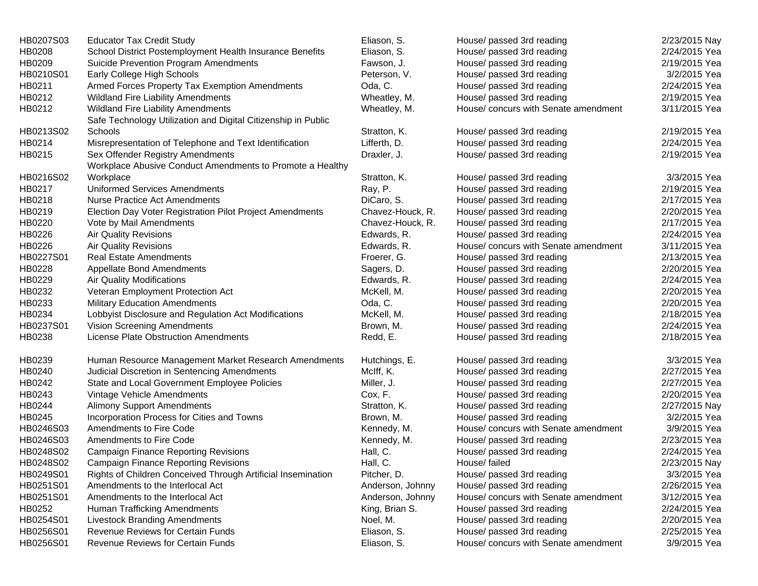| | | | | | |
|---|---|---|---|---|---|
| HB0207S03 | Educator Tax Credit Study | Eliason, S. | House/ passed 3rd reading | 2/23/2015 | Nay |
| HB0208 | School District Postemployment Health Insurance Benefits | Eliason, S. | House/ passed 3rd reading | 2/24/2015 | Yea |
| HB0209 | Suicide Prevention Program Amendments | Fawson, J. | House/ passed 3rd reading | 2/19/2015 | Yea |
| HB0210S01 | Early College High Schools | Peterson, V. | House/ passed 3rd reading | 3/2/2015 | Yea |
| HB0211 | Armed Forces Property Tax Exemption Amendments | Oda, C. | House/ passed 3rd reading | 2/24/2015 | Yea |
| HB0212 | Wildland Fire Liability Amendments | Wheatley, M. | House/ passed 3rd reading | 2/19/2015 | Yea |
| HB0212 | Wildland Fire Liability Amendments | Wheatley, M. | House/ concurs with Senate amendment | 3/11/2015 | Yea |
| HB0213S02 | Safe Technology Utilization and Digital Citizenship in Public Schools | Stratton, K. | House/ passed 3rd reading | 2/19/2015 | Yea |
| HB0214 | Misrepresentation of Telephone and Text Identification | Lifferth, D. | House/ passed 3rd reading | 2/24/2015 | Yea |
| HB0215 | Sex Offender Registry Amendments | Draxler, J. | House/ passed 3rd reading | 2/19/2015 | Yea |
| HB0216S02 | Workplace Abusive Conduct Amendments to Promote a Healthy Workplace | Stratton, K. | House/ passed 3rd reading | 3/3/2015 | Yea |
| HB0217 | Uniformed Services Amendments | Ray, P. | House/ passed 3rd reading | 2/19/2015 | Yea |
| HB0218 | Nurse Practice Act Amendments | DiCaro, S. | House/ passed 3rd reading | 2/17/2015 | Yea |
| HB0219 | Election Day Voter Registration Pilot Project Amendments | Chavez-Houck, R. | House/ passed 3rd reading | 2/20/2015 | Yea |
| HB0220 | Vote by Mail Amendments | Chavez-Houck, R. | House/ passed 3rd reading | 2/17/2015 | Yea |
| HB0226 | Air Quality Revisions | Edwards, R. | House/ passed 3rd reading | 2/24/2015 | Yea |
| HB0226 | Air Quality Revisions | Edwards, R. | House/ concurs with Senate amendment | 3/11/2015 | Yea |
| HB0227S01 | Real Estate Amendments | Froerer, G. | House/ passed 3rd reading | 2/13/2015 | Yea |
| HB0228 | Appellate Bond Amendments | Sagers, D. | House/ passed 3rd reading | 2/20/2015 | Yea |
| HB0229 | Air Quality Modifications | Edwards, R. | House/ passed 3rd reading | 2/24/2015 | Yea |
| HB0232 | Veteran Employment Protection Act | McKell, M. | House/ passed 3rd reading | 2/20/2015 | Yea |
| HB0233 | Military Education Amendments | Oda, C. | House/ passed 3rd reading | 2/20/2015 | Yea |
| HB0234 | Lobbyist Disclosure and Regulation Act Modifications | McKell, M. | House/ passed 3rd reading | 2/18/2015 | Yea |
| HB0237S01 | Vision Screening Amendments | Brown, M. | House/ passed 3rd reading | 2/24/2015 | Yea |
| HB0238 | License Plate Obstruction Amendments | Redd, E. | House/ passed 3rd reading | 2/18/2015 | Yea |
| HB0239 | Human Resource Management Market Research Amendments | Hutchings, E. | House/ passed 3rd reading | 3/3/2015 | Yea |
| HB0240 | Judicial Discretion in Sentencing Amendments | McIff, K. | House/ passed 3rd reading | 2/27/2015 | Yea |
| HB0242 | State and Local Government Employee Policies | Miller, J. | House/ passed 3rd reading | 2/27/2015 | Yea |
| HB0243 | Vintage Vehicle Amendments | Cox, F. | House/ passed 3rd reading | 2/20/2015 | Yea |
| HB0244 | Alimony Support Amendments | Stratton, K. | House/ passed 3rd reading | 2/27/2015 | Nay |
| HB0245 | Incorporation Process for Cities and Towns | Brown, M. | House/ passed 3rd reading | 3/2/2015 | Yea |
| HB0246S03 | Amendments to Fire Code | Kennedy, M. | House/ concurs with Senate amendment | 3/9/2015 | Yea |
| HB0246S03 | Amendments to Fire Code | Kennedy, M. | House/ passed 3rd reading | 2/23/2015 | Yea |
| HB0248S02 | Campaign Finance Reporting Revisions | Hall, C. | House/ passed 3rd reading | 2/24/2015 | Yea |
| HB0248S02 | Campaign Finance Reporting Revisions | Hall, C. | House/ failed | 2/23/2015 | Nay |
| HB0249S01 | Rights of Children Conceived Through Artificial Insemination | Pitcher, D. | House/ passed 3rd reading | 3/3/2015 | Yea |
| HB0251S01 | Amendments to the Interlocal Act | Anderson, Johnny | House/ passed 3rd reading | 2/26/2015 | Yea |
| HB0251S01 | Amendments to the Interlocal Act | Anderson, Johnny | House/ concurs with Senate amendment | 3/12/2015 | Yea |
| HB0252 | Human Trafficking Amendments | King, Brian S. | House/ passed 3rd reading | 2/24/2015 | Yea |
| HB0254S01 | Livestock Branding Amendments | Noel, M. | House/ passed 3rd reading | 2/20/2015 | Yea |
| HB0256S01 | Revenue Reviews for Certain Funds | Eliason, S. | House/ passed 3rd reading | 2/25/2015 | Yea |
| HB0256S01 | Revenue Reviews for Certain Funds | Eliason, S. | House/ concurs with Senate amendment | 3/9/2015 | Yea |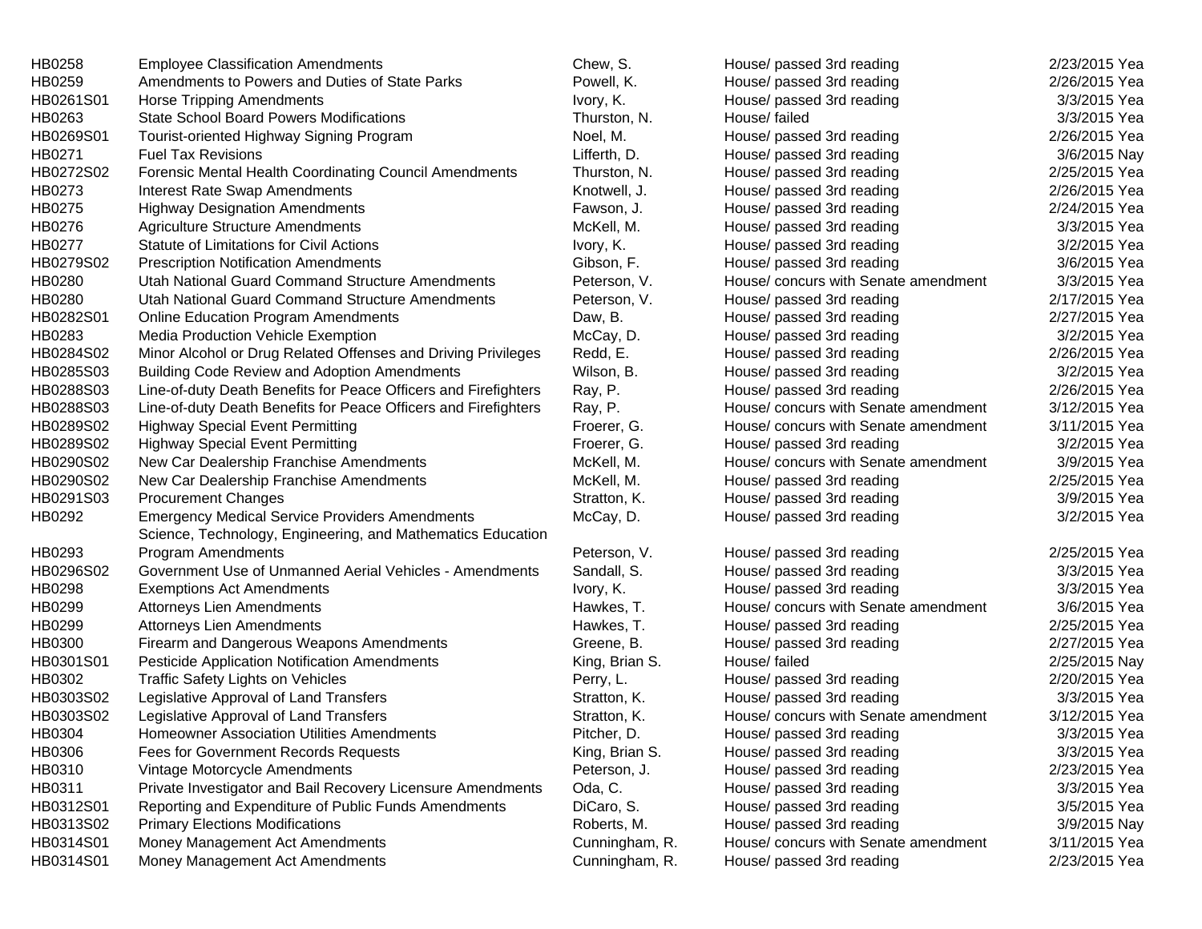| | | | | |
|---|---|---|---|---|
| HB0258 | Employee Classification Amendments | Chew, S. | House/ passed 3rd reading | 2/23/2015 Yea |
| HB0259 | Amendments to Powers and Duties of State Parks | Powell, K. | House/ passed 3rd reading | 2/26/2015 Yea |
| HB0261S01 | Horse Tripping Amendments | Ivory, K. | House/ passed 3rd reading | 3/3/2015 Yea |
| HB0263 | State School Board Powers Modifications | Thurston, N. | House/ failed | 3/3/2015 Yea |
| HB0269S01 | Tourist-oriented Highway Signing Program | Noel, M. | House/ passed 3rd reading | 2/26/2015 Yea |
| HB0271 | Fuel Tax Revisions | Lifferth, D. | House/ passed 3rd reading | 3/6/2015 Nay |
| HB0272S02 | Forensic Mental Health Coordinating Council Amendments | Thurston, N. | House/ passed 3rd reading | 2/25/2015 Yea |
| HB0273 | Interest Rate Swap Amendments | Knotwell, J. | House/ passed 3rd reading | 2/26/2015 Yea |
| HB0275 | Highway Designation Amendments | Fawson, J. | House/ passed 3rd reading | 2/24/2015 Yea |
| HB0276 | Agriculture Structure Amendments | McKell, M. | House/ passed 3rd reading | 3/3/2015 Yea |
| HB0277 | Statute of Limitations for Civil Actions | Ivory, K. | House/ passed 3rd reading | 3/2/2015 Yea |
| HB0279S02 | Prescription Notification Amendments | Gibson, F. | House/ passed 3rd reading | 3/6/2015 Yea |
| HB0280 | Utah National Guard Command Structure Amendments | Peterson, V. | House/ concurs with Senate amendment | 3/3/2015 Yea |
| HB0280 | Utah National Guard Command Structure Amendments | Peterson, V. | House/ passed 3rd reading | 2/17/2015 Yea |
| HB0282S01 | Online Education Program Amendments | Daw, B. | House/ passed 3rd reading | 2/27/2015 Yea |
| HB0283 | Media Production Vehicle Exemption | McCay, D. | House/ passed 3rd reading | 3/2/2015 Yea |
| HB0284S02 | Minor Alcohol or Drug Related Offenses and Driving Privileges | Redd, E. | House/ passed 3rd reading | 2/26/2015 Yea |
| HB0285S03 | Building Code Review and Adoption Amendments | Wilson, B. | House/ passed 3rd reading | 3/2/2015 Yea |
| HB0288S03 | Line-of-duty Death Benefits for Peace Officers and Firefighters | Ray, P. | House/ passed 3rd reading | 2/26/2015 Yea |
| HB0288S03 | Line-of-duty Death Benefits for Peace Officers and Firefighters | Ray, P. | House/ concurs with Senate amendment | 3/12/2015 Yea |
| HB0289S02 | Highway Special Event Permitting | Froerer, G. | House/ concurs with Senate amendment | 3/11/2015 Yea |
| HB0289S02 | Highway Special Event Permitting | Froerer, G. | House/ passed 3rd reading | 3/2/2015 Yea |
| HB0290S02 | New Car Dealership Franchise Amendments | McKell, M. | House/ concurs with Senate amendment | 3/9/2015 Yea |
| HB0290S02 | New Car Dealership Franchise Amendments | McKell, M. | House/ passed 3rd reading | 2/25/2015 Yea |
| HB0291S03 | Procurement Changes | Stratton, K. | House/ passed 3rd reading | 3/9/2015 Yea |
| HB0292 | Emergency Medical Service Providers Amendments | McCay, D. | House/ passed 3rd reading | 3/2/2015 Yea |
| HB0293 | Science, Technology, Engineering, and Mathematics Education Program Amendments | Peterson, V. | House/ passed 3rd reading | 2/25/2015 Yea |
| HB0296S02 | Government Use of Unmanned Aerial Vehicles - Amendments | Sandall, S. | House/ passed 3rd reading | 3/3/2015 Yea |
| HB0298 | Exemptions Act Amendments | Ivory, K. | House/ passed 3rd reading | 3/3/2015 Yea |
| HB0299 | Attorneys Lien Amendments | Hawkes, T. | House/ concurs with Senate amendment | 3/6/2015 Yea |
| HB0299 | Attorneys Lien Amendments | Hawkes, T. | House/ passed 3rd reading | 2/25/2015 Yea |
| HB0300 | Firearm and Dangerous Weapons Amendments | Greene, B. | House/ passed 3rd reading | 2/27/2015 Yea |
| HB0301S01 | Pesticide Application Notification Amendments | King, Brian S. | House/ failed | 2/25/2015 Nay |
| HB0302 | Traffic Safety Lights on Vehicles | Perry, L. | House/ passed 3rd reading | 2/20/2015 Yea |
| HB0303S02 | Legislative Approval of Land Transfers | Stratton, K. | House/ passed 3rd reading | 3/3/2015 Yea |
| HB0303S02 | Legislative Approval of Land Transfers | Stratton, K. | House/ concurs with Senate amendment | 3/12/2015 Yea |
| HB0304 | Homeowner Association Utilities Amendments | Pitcher, D. | House/ passed 3rd reading | 3/3/2015 Yea |
| HB0306 | Fees for Government Records Requests | King, Brian S. | House/ passed 3rd reading | 3/3/2015 Yea |
| HB0310 | Vintage Motorcycle Amendments | Peterson, J. | House/ passed 3rd reading | 2/23/2015 Yea |
| HB0311 | Private Investigator and Bail Recovery Licensure Amendments | Oda, C. | House/ passed 3rd reading | 3/3/2015 Yea |
| HB0312S01 | Reporting and Expenditure of Public Funds Amendments | DiCaro, S. | House/ passed 3rd reading | 3/5/2015 Yea |
| HB0313S02 | Primary Elections Modifications | Roberts, M. | House/ passed 3rd reading | 3/9/2015 Nay |
| HB0314S01 | Money Management Act Amendments | Cunningham, R. | House/ concurs with Senate amendment | 3/11/2015 Yea |
| HB0314S01 | Money Management Act Amendments | Cunningham, R. | House/ passed 3rd reading | 2/23/2015 Yea |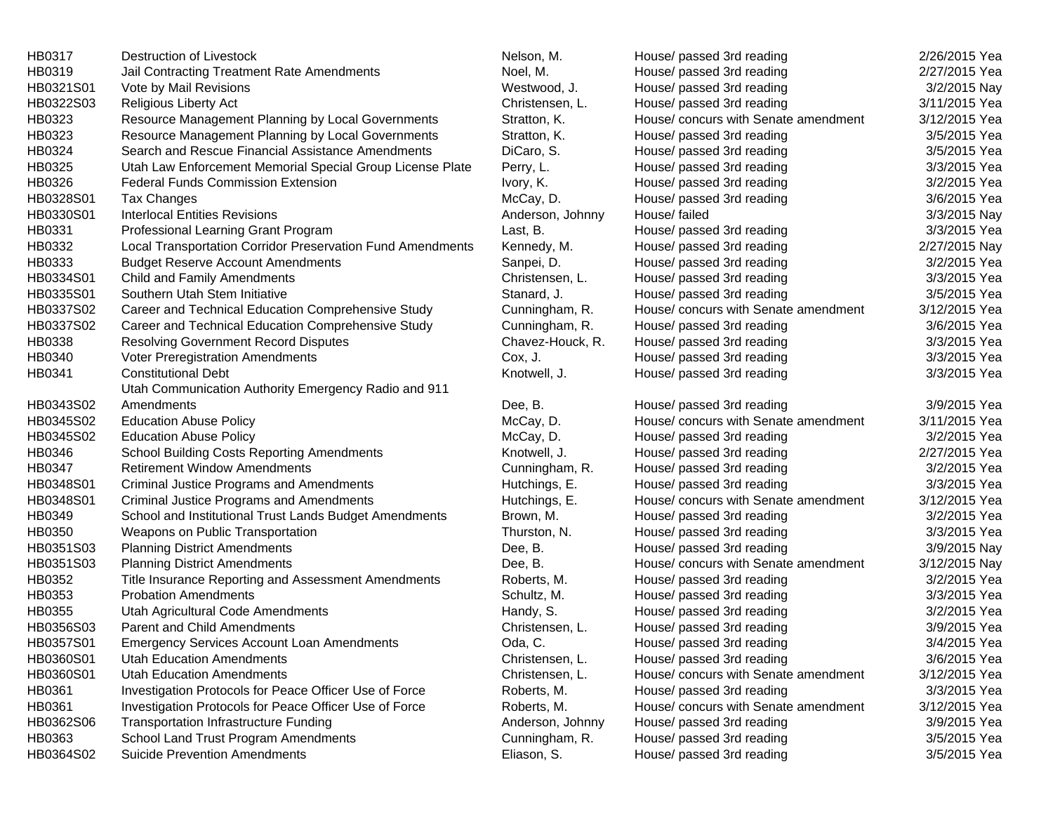| | | | | | |
|---|---|---|---|---|---|
| HB0317 | Destruction of Livestock | Nelson, M. | House/ passed 3rd reading | 2/26/2015 | Yea |
| HB0319 | Jail Contracting Treatment Rate Amendments | Noel, M. | House/ passed 3rd reading | 2/27/2015 | Yea |
| HB0321S01 | Vote by Mail Revisions | Westwood, J. | House/ passed 3rd reading | 3/2/2015 | Nay |
| HB0322S03 | Religious Liberty Act | Christensen, L. | House/ passed 3rd reading | 3/11/2015 | Yea |
| HB0323 | Resource Management Planning by Local Governments | Stratton, K. | House/ concurs with Senate amendment | 3/12/2015 | Yea |
| HB0323 | Resource Management Planning by Local Governments | Stratton, K. | House/ passed 3rd reading | 3/5/2015 | Yea |
| HB0324 | Search and Rescue Financial Assistance Amendments | DiCaro, S. | House/ passed 3rd reading | 3/5/2015 | Yea |
| HB0325 | Utah Law Enforcement Memorial Special Group License Plate | Perry, L. | House/ passed 3rd reading | 3/3/2015 | Yea |
| HB0326 | Federal Funds Commission Extension | Ivory, K. | House/ passed 3rd reading | 3/2/2015 | Yea |
| HB0328S01 | Tax Changes | McCay, D. | House/ passed 3rd reading | 3/6/2015 | Yea |
| HB0330S01 | Interlocal Entities Revisions | Anderson, Johnny | House/ failed | 3/3/2015 | Nay |
| HB0331 | Professional Learning Grant Program | Last, B. | House/ passed 3rd reading | 3/3/2015 | Yea |
| HB0332 | Local Transportation Corridor Preservation Fund Amendments | Kennedy, M. | House/ passed 3rd reading | 2/27/2015 | Nay |
| HB0333 | Budget Reserve Account Amendments | Sanpei, D. | House/ passed 3rd reading | 3/2/2015 | Yea |
| HB0334S01 | Child and Family Amendments | Christensen, L. | House/ passed 3rd reading | 3/3/2015 | Yea |
| HB0335S01 | Southern Utah Stem Initiative | Stanard, J. | House/ passed 3rd reading | 3/5/2015 | Yea |
| HB0337S02 | Career and Technical Education Comprehensive Study | Cunningham, R. | House/ concurs with Senate amendment | 3/12/2015 | Yea |
| HB0337S02 | Career and Technical Education Comprehensive Study | Cunningham, R. | House/ passed 3rd reading | 3/6/2015 | Yea |
| HB0338 | Resolving Government Record Disputes | Chavez-Houck, R. | House/ passed 3rd reading | 3/3/2015 | Yea |
| HB0340 | Voter Preregistration Amendments | Cox, J. | House/ passed 3rd reading | 3/3/2015 | Yea |
| HB0341 | Constitutional Debt | Knotwell, J. | House/ passed 3rd reading | 3/3/2015 | Yea |
| HB0343S02 | Utah Communication Authority Emergency Radio and 911 Amendments | Dee, B. | House/ passed 3rd reading | 3/9/2015 | Yea |
| HB0345S02 | Education Abuse Policy | McCay, D. | House/ concurs with Senate amendment | 3/11/2015 | Yea |
| HB0345S02 | Education Abuse Policy | McCay, D. | House/ passed 3rd reading | 3/2/2015 | Yea |
| HB0346 | School Building Costs Reporting Amendments | Knotwell, J. | House/ passed 3rd reading | 2/27/2015 | Yea |
| HB0347 | Retirement Window Amendments | Cunningham, R. | House/ passed 3rd reading | 3/2/2015 | Yea |
| HB0348S01 | Criminal Justice Programs and Amendments | Hutchings, E. | House/ passed 3rd reading | 3/3/2015 | Yea |
| HB0348S01 | Criminal Justice Programs and Amendments | Hutchings, E. | House/ concurs with Senate amendment | 3/12/2015 | Yea |
| HB0349 | School and Institutional Trust Lands Budget Amendments | Brown, M. | House/ passed 3rd reading | 3/2/2015 | Yea |
| HB0350 | Weapons on Public Transportation | Thurston, N. | House/ passed 3rd reading | 3/3/2015 | Yea |
| HB0351S03 | Planning District Amendments | Dee, B. | House/ passed 3rd reading | 3/9/2015 | Nay |
| HB0351S03 | Planning District Amendments | Dee, B. | House/ concurs with Senate amendment | 3/12/2015 | Nay |
| HB0352 | Title Insurance Reporting and Assessment Amendments | Roberts, M. | House/ passed 3rd reading | 3/2/2015 | Yea |
| HB0353 | Probation Amendments | Schultz, M. | House/ passed 3rd reading | 3/3/2015 | Yea |
| HB0355 | Utah Agricultural Code Amendments | Handy, S. | House/ passed 3rd reading | 3/2/2015 | Yea |
| HB0356S03 | Parent and Child Amendments | Christensen, L. | House/ passed 3rd reading | 3/9/2015 | Yea |
| HB0357S01 | Emergency Services Account Loan Amendments | Oda, C. | House/ passed 3rd reading | 3/4/2015 | Yea |
| HB0360S01 | Utah Education Amendments | Christensen, L. | House/ passed 3rd reading | 3/6/2015 | Yea |
| HB0360S01 | Utah Education Amendments | Christensen, L. | House/ concurs with Senate amendment | 3/12/2015 | Yea |
| HB0361 | Investigation Protocols for Peace Officer Use of Force | Roberts, M. | House/ passed 3rd reading | 3/3/2015 | Yea |
| HB0361 | Investigation Protocols for Peace Officer Use of Force | Roberts, M. | House/ concurs with Senate amendment | 3/12/2015 | Yea |
| HB0362S06 | Transportation Infrastructure Funding | Anderson, Johnny | House/ passed 3rd reading | 3/9/2015 | Yea |
| HB0363 | School Land Trust Program Amendments | Cunningham, R. | House/ passed 3rd reading | 3/5/2015 | Yea |
| HB0364S02 | Suicide Prevention Amendments | Eliason, S. | House/ passed 3rd reading | 3/5/2015 | Yea |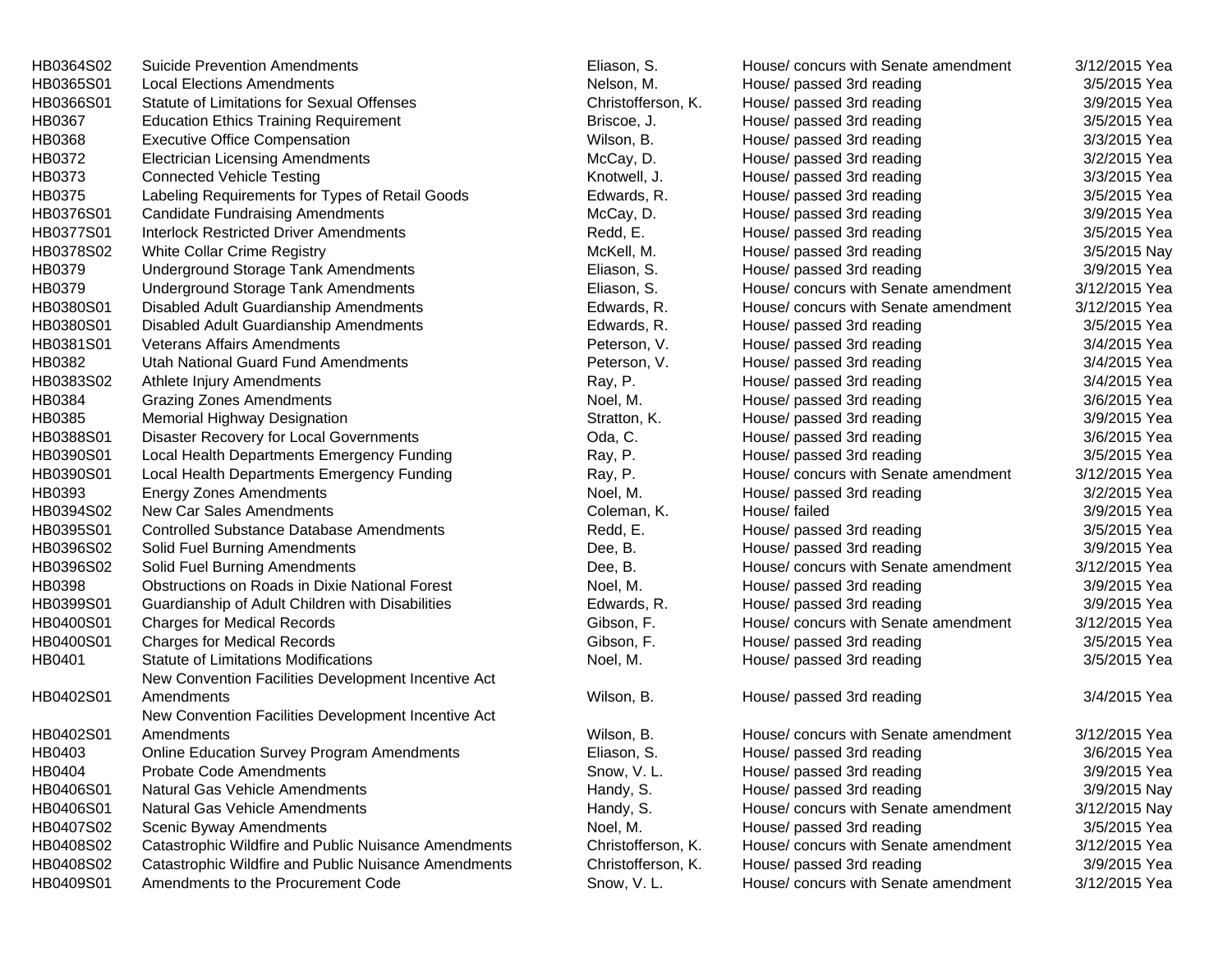| | | | | | |
|---|---|---|---|---|---|
| HB0364S02 | Suicide Prevention Amendments | Eliason, S. | House/ concurs with Senate amendment | 3/12/2015 | Yea |
| HB0365S01 | Local Elections Amendments | Nelson, M. | House/ passed 3rd reading | 3/5/2015 | Yea |
| HB0366S01 | Statute of Limitations for Sexual Offenses | Christofferson, K. | House/ passed 3rd reading | 3/9/2015 | Yea |
| HB0367 | Education Ethics Training Requirement | Briscoe, J. | House/ passed 3rd reading | 3/5/2015 | Yea |
| HB0368 | Executive Office Compensation | Wilson, B. | House/ passed 3rd reading | 3/3/2015 | Yea |
| HB0372 | Electrician Licensing Amendments | McCay, D. | House/ passed 3rd reading | 3/2/2015 | Yea |
| HB0373 | Connected Vehicle Testing | Knotwell, J. | House/ passed 3rd reading | 3/3/2015 | Yea |
| HB0375 | Labeling Requirements for Types of Retail Goods | Edwards, R. | House/ passed 3rd reading | 3/5/2015 | Yea |
| HB0376S01 | Candidate Fundraising Amendments | McCay, D. | House/ passed 3rd reading | 3/9/2015 | Yea |
| HB0377S01 | Interlock Restricted Driver Amendments | Redd, E. | House/ passed 3rd reading | 3/5/2015 | Yea |
| HB0378S02 | White Collar Crime Registry | McKell, M. | House/ passed 3rd reading | 3/5/2015 | Nay |
| HB0379 | Underground Storage Tank Amendments | Eliason, S. | House/ passed 3rd reading | 3/9/2015 | Yea |
| HB0379 | Underground Storage Tank Amendments | Eliason, S. | House/ concurs with Senate amendment | 3/12/2015 | Yea |
| HB0380S01 | Disabled Adult Guardianship Amendments | Edwards, R. | House/ concurs with Senate amendment | 3/12/2015 | Yea |
| HB0380S01 | Disabled Adult Guardianship Amendments | Edwards, R. | House/ passed 3rd reading | 3/5/2015 | Yea |
| HB0381S01 | Veterans Affairs Amendments | Peterson, V. | House/ passed 3rd reading | 3/4/2015 | Yea |
| HB0382 | Utah National Guard Fund Amendments | Peterson, V. | House/ passed 3rd reading | 3/4/2015 | Yea |
| HB0383S02 | Athlete Injury Amendments | Ray, P. | House/ passed 3rd reading | 3/4/2015 | Yea |
| HB0384 | Grazing Zones Amendments | Noel, M. | House/ passed 3rd reading | 3/6/2015 | Yea |
| HB0385 | Memorial Highway Designation | Stratton, K. | House/ passed 3rd reading | 3/9/2015 | Yea |
| HB0388S01 | Disaster Recovery for Local Governments | Oda, C. | House/ passed 3rd reading | 3/6/2015 | Yea |
| HB0390S01 | Local Health Departments Emergency Funding | Ray, P. | House/ passed 3rd reading | 3/5/2015 | Yea |
| HB0390S01 | Local Health Departments Emergency Funding | Ray, P. | House/ concurs with Senate amendment | 3/12/2015 | Yea |
| HB0393 | Energy Zones Amendments | Noel, M. | House/ passed 3rd reading | 3/2/2015 | Yea |
| HB0394S02 | New Car Sales Amendments | Coleman, K. | House/ failed | 3/9/2015 | Yea |
| HB0395S01 | Controlled Substance Database Amendments | Redd, E. | House/ passed 3rd reading | 3/5/2015 | Yea |
| HB0396S02 | Solid Fuel Burning Amendments | Dee, B. | House/ passed 3rd reading | 3/9/2015 | Yea |
| HB0396S02 | Solid Fuel Burning Amendments | Dee, B. | House/ concurs with Senate amendment | 3/12/2015 | Yea |
| HB0398 | Obstructions on Roads in Dixie National Forest | Noel, M. | House/ passed 3rd reading | 3/9/2015 | Yea |
| HB0399S01 | Guardianship of Adult Children with Disabilities | Edwards, R. | House/ passed 3rd reading | 3/9/2015 | Yea |
| HB0400S01 | Charges for Medical Records | Gibson, F. | House/ concurs with Senate amendment | 3/12/2015 | Yea |
| HB0400S01 | Charges for Medical Records | Gibson, F. | House/ passed 3rd reading | 3/5/2015 | Yea |
| HB0401 | Statute of Limitations Modifications | Noel, M. | House/ passed 3rd reading | 3/5/2015 | Yea |
| HB0402S01 | New Convention Facilities Development Incentive Act Amendments | Wilson, B. | House/ passed 3rd reading | 3/4/2015 | Yea |
| HB0402S01 | New Convention Facilities Development Incentive Act Amendments | Wilson, B. | House/ concurs with Senate amendment | 3/12/2015 | Yea |
| HB0403 | Online Education Survey Program Amendments | Eliason, S. | House/ passed 3rd reading | 3/6/2015 | Yea |
| HB0404 | Probate Code Amendments | Snow, V. L. | House/ passed 3rd reading | 3/9/2015 | Yea |
| HB0406S01 | Natural Gas Vehicle Amendments | Handy, S. | House/ passed 3rd reading | 3/9/2015 | Nay |
| HB0406S01 | Natural Gas Vehicle Amendments | Handy, S. | House/ concurs with Senate amendment | 3/12/2015 | Nay |
| HB0407S02 | Scenic Byway Amendments | Noel, M. | House/ passed 3rd reading | 3/5/2015 | Yea |
| HB0408S02 | Catastrophic Wildfire and Public Nuisance Amendments | Christofferson, K. | House/ concurs with Senate amendment | 3/12/2015 | Yea |
| HB0408S02 | Catastrophic Wildfire and Public Nuisance Amendments | Christofferson, K. | House/ passed 3rd reading | 3/9/2015 | Yea |
| HB0409S01 | Amendments to the Procurement Code | Snow, V. L. | House/ concurs with Senate amendment | 3/12/2015 | Yea |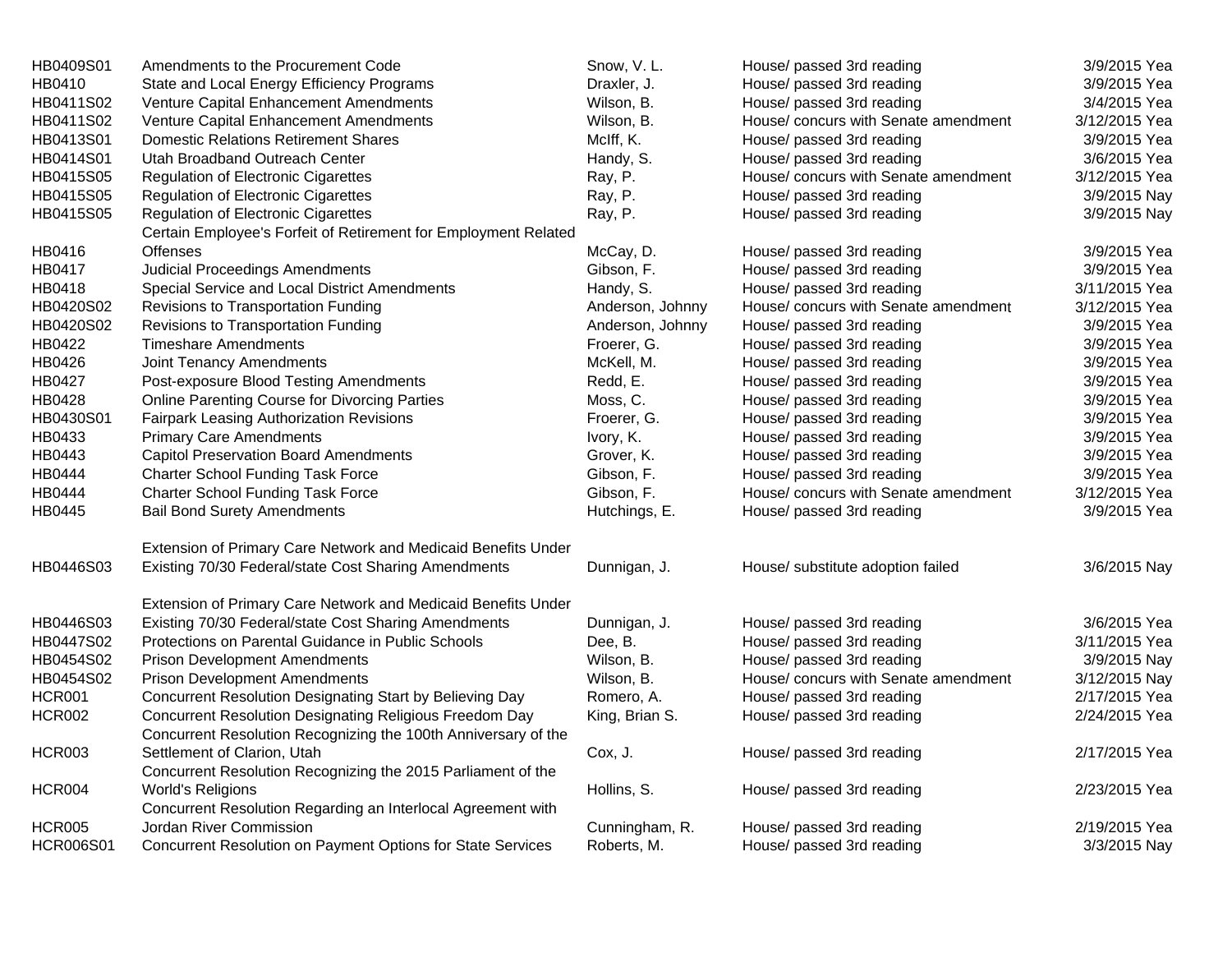| | | | | | |
|---|---|---|---|---|---|
| HB0409S01 | Amendments to the Procurement Code | Snow, V. L. | House/ passed 3rd reading | 3/9/2015 | Yea |
| HB0410 | State and Local Energy Efficiency Programs | Draxler, J. | House/ passed 3rd reading | 3/9/2015 | Yea |
| HB0411S02 | Venture Capital Enhancement Amendments | Wilson, B. | House/ passed 3rd reading | 3/4/2015 | Yea |
| HB0411S02 | Venture Capital Enhancement Amendments | Wilson, B. | House/ concurs with Senate amendment | 3/12/2015 | Yea |
| HB0413S01 | Domestic Relations Retirement Shares | McIff, K. | House/ passed 3rd reading | 3/9/2015 | Yea |
| HB0414S01 | Utah Broadband Outreach Center | Handy, S. | House/ passed 3rd reading | 3/6/2015 | Yea |
| HB0415S05 | Regulation of Electronic Cigarettes | Ray, P. | House/ concurs with Senate amendment | 3/12/2015 | Yea |
| HB0415S05 | Regulation of Electronic Cigarettes | Ray, P. | House/ passed 3rd reading | 3/9/2015 | Nay |
| HB0415S05 | Regulation of Electronic Cigarettes | Ray, P. | House/ passed 3rd reading | 3/9/2015 | Nay |
| HB0416 | Certain Employee's Forfeit of Retirement for Employment Related Offenses | McCay, D. | House/ passed 3rd reading | 3/9/2015 | Yea |
| HB0417 | Judicial Proceedings Amendments | Gibson, F. | House/ passed 3rd reading | 3/9/2015 | Yea |
| HB0418 | Special Service and Local District Amendments | Handy, S. | House/ passed 3rd reading | 3/11/2015 | Yea |
| HB0420S02 | Revisions to Transportation Funding | Anderson, Johnny | House/ concurs with Senate amendment | 3/12/2015 | Yea |
| HB0420S02 | Revisions to Transportation Funding | Anderson, Johnny | House/ passed 3rd reading | 3/9/2015 | Yea |
| HB0422 | Timeshare Amendments | Froerer, G. | House/ passed 3rd reading | 3/9/2015 | Yea |
| HB0426 | Joint Tenancy Amendments | McKell, M. | House/ passed 3rd reading | 3/9/2015 | Yea |
| HB0427 | Post-exposure Blood Testing Amendments | Redd, E. | House/ passed 3rd reading | 3/9/2015 | Yea |
| HB0428 | Online Parenting Course for Divorcing Parties | Moss, C. | House/ passed 3rd reading | 3/9/2015 | Yea |
| HB0430S01 | Fairpark Leasing Authorization Revisions | Froerer, G. | House/ passed 3rd reading | 3/9/2015 | Yea |
| HB0433 | Primary Care Amendments | Ivory, K. | House/ passed 3rd reading | 3/9/2015 | Yea |
| HB0443 | Capitol Preservation Board Amendments | Grover, K. | House/ passed 3rd reading | 3/9/2015 | Yea |
| HB0444 | Charter School Funding Task Force | Gibson, F. | House/ passed 3rd reading | 3/9/2015 | Yea |
| HB0444 | Charter School Funding Task Force | Gibson, F. | House/ concurs with Senate amendment | 3/12/2015 | Yea |
| HB0445 | Bail Bond Surety Amendments | Hutchings, E. | House/ passed 3rd reading | 3/9/2015 | Yea |
| HB0446S03 | Extension of Primary Care Network and Medicaid Benefits Under Existing 70/30 Federal/state Cost Sharing Amendments | Dunnigan, J. | House/ substitute adoption failed | 3/6/2015 | Nay |
| HB0446S03 | Extension of Primary Care Network and Medicaid Benefits Under Existing 70/30 Federal/state Cost Sharing Amendments | Dunnigan, J. | House/ passed 3rd reading | 3/6/2015 | Yea |
| HB0447S02 | Protections on Parental Guidance in Public Schools | Dee, B. | House/ passed 3rd reading | 3/11/2015 | Yea |
| HB0454S02 | Prison Development Amendments | Wilson, B. | House/ passed 3rd reading | 3/9/2015 | Nay |
| HB0454S02 | Prison Development Amendments | Wilson, B. | House/ concurs with Senate amendment | 3/12/2015 | Nay |
| HCR001 | Concurrent Resolution Designating Start by Believing Day | Romero, A. | House/ passed 3rd reading | 2/17/2015 | Yea |
| HCR002 | Concurrent Resolution Designating Religious Freedom Day | King, Brian S. | House/ passed 3rd reading | 2/24/2015 | Yea |
| HCR003 | Concurrent Resolution Recognizing the 100th Anniversary of the Settlement of Clarion, Utah | Cox, J. | House/ passed 3rd reading | 2/17/2015 | Yea |
| HCR004 | Concurrent Resolution Recognizing the 2015 Parliament of the World's Religions | Hollins, S. | House/ passed 3rd reading | 2/23/2015 | Yea |
| HCR005 | Concurrent Resolution Regarding an Interlocal Agreement with Jordan River Commission | Cunningham, R. | House/ passed 3rd reading | 2/19/2015 | Yea |
| HCR006S01 | Concurrent Resolution on Payment Options for State Services | Roberts, M. | House/ passed 3rd reading | 3/3/2015 | Nay |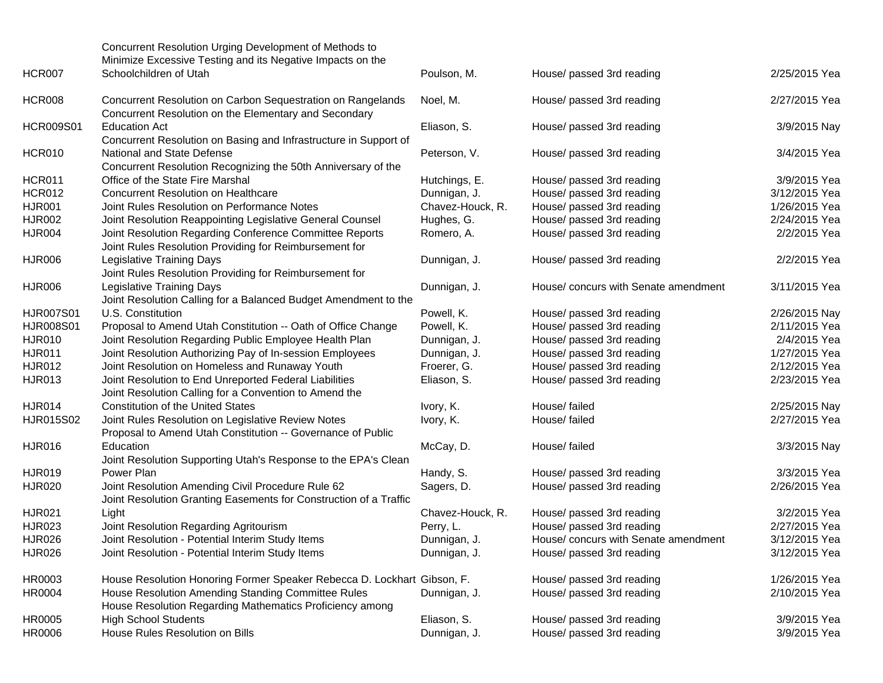| | | | | | |
|---|---|---|---|---|---|
| HCR007 | Concurrent Resolution Urging Development of Methods to Minimize Excessive Testing and its Negative Impacts on the Schoolchildren of Utah | Poulson, M. | House/ passed 3rd reading | 2/25/2015 | Yea |
| HCR008 | Concurrent Resolution on Carbon Sequestration on Rangelands | Noel, M. | House/ passed 3rd reading | 2/27/2015 | Yea |
| HCR009S01 | Concurrent Resolution on the Elementary and Secondary Education Act | Eliason, S. | House/ passed 3rd reading | 3/9/2015 | Nay |
| HCR010 | Concurrent Resolution on Basing and Infrastructure in Support of National and State Defense | Peterson, V. | House/ passed 3rd reading | 3/4/2015 | Yea |
| HCR011 | Concurrent Resolution Recognizing the 50th Anniversary of the Office of the State Fire Marshal | Hutchings, E. | House/ passed 3rd reading | 3/9/2015 | Yea |
| HCR012 | Concurrent Resolution on Healthcare | Dunnigan, J. | House/ passed 3rd reading | 3/12/2015 | Yea |
| HJR001 | Joint Rules Resolution on Performance Notes | Chavez-Houck, R. | House/ passed 3rd reading | 1/26/2015 | Yea |
| HJR002 | Joint Resolution Reappointing Legislative General Counsel | Hughes, G. | House/ passed 3rd reading | 2/24/2015 | Yea |
| HJR004 | Joint Resolution Regarding Conference Committee Reports | Romero, A. | House/ passed 3rd reading | 2/2/2015 | Yea |
| HJR006 | Joint Rules Resolution Providing for Reimbursement for Legislative Training Days | Dunnigan, J. | House/ passed 3rd reading | 2/2/2015 | Yea |
| HJR006 | Joint Rules Resolution Providing for Reimbursement for Legislative Training Days | Dunnigan, J. | House/ concurs with Senate amendment | 3/11/2015 | Yea |
| HJR007S01 | Joint Resolution Calling for a Balanced Budget Amendment to the U.S. Constitution | Powell, K. | House/ passed 3rd reading | 2/26/2015 | Nay |
| HJR008S01 | Proposal to Amend Utah Constitution -- Oath of Office Change | Powell, K. | House/ passed 3rd reading | 2/11/2015 | Yea |
| HJR010 | Joint Resolution Regarding Public Employee Health Plan | Dunnigan, J. | House/ passed 3rd reading | 2/4/2015 | Yea |
| HJR011 | Joint Resolution Authorizing Pay of In-session Employees | Dunnigan, J. | House/ passed 3rd reading | 1/27/2015 | Yea |
| HJR012 | Joint Resolution on Homeless and Runaway Youth | Froerer, G. | House/ passed 3rd reading | 2/12/2015 | Yea |
| HJR013 | Joint Resolution to End Unreported Federal Liabilities | Eliason, S. | House/ passed 3rd reading | 2/23/2015 | Yea |
| HJR014 | Joint Resolution Calling for a Convention to Amend the Constitution of the United States | Ivory, K. | House/ failed | 2/25/2015 | Nay |
| HJR015S02 | Joint Rules Resolution on Legislative Review Notes | Ivory, K. | House/ failed | 2/27/2015 | Yea |
| HJR016 | Proposal to Amend Utah Constitution -- Governance of Public Education | McCay, D. | House/ failed | 3/3/2015 | Nay |
| HJR019 | Joint Resolution Supporting Utah's Response to the EPA's Clean Power Plan | Handy, S. | House/ passed 3rd reading | 3/3/2015 | Yea |
| HJR020 | Joint Resolution Amending Civil Procedure Rule 62 | Sagers, D. | House/ passed 3rd reading | 2/26/2015 | Yea |
| HJR021 | Joint Resolution Granting Easements for Construction of a Traffic Light | Chavez-Houck, R. | House/ passed 3rd reading | 3/2/2015 | Yea |
| HJR023 | Joint Resolution Regarding Agritourism | Perry, L. | House/ passed 3rd reading | 2/27/2015 | Yea |
| HJR026 | Joint Resolution - Potential Interim Study Items | Dunnigan, J. | House/ concurs with Senate amendment | 3/12/2015 | Yea |
| HJR026 | Joint Resolution - Potential Interim Study Items | Dunnigan, J. | House/ passed 3rd reading | 3/12/2015 | Yea |
| HR0003 | House Resolution Honoring Former Speaker Rebecca D. Lockhart | Gibson, F. | House/ passed 3rd reading | 1/26/2015 | Yea |
| HR0004 | House Resolution Amending Standing Committee Rules | Dunnigan, J. | House/ passed 3rd reading | 2/10/2015 | Yea |
| HR0005 | House Resolution Regarding Mathematics Proficiency among High School Students | Eliason, S. | House/ passed 3rd reading | 3/9/2015 | Yea |
| HR0006 | House Rules Resolution on Bills | Dunnigan, J. | House/ passed 3rd reading | 3/9/2015 | Yea |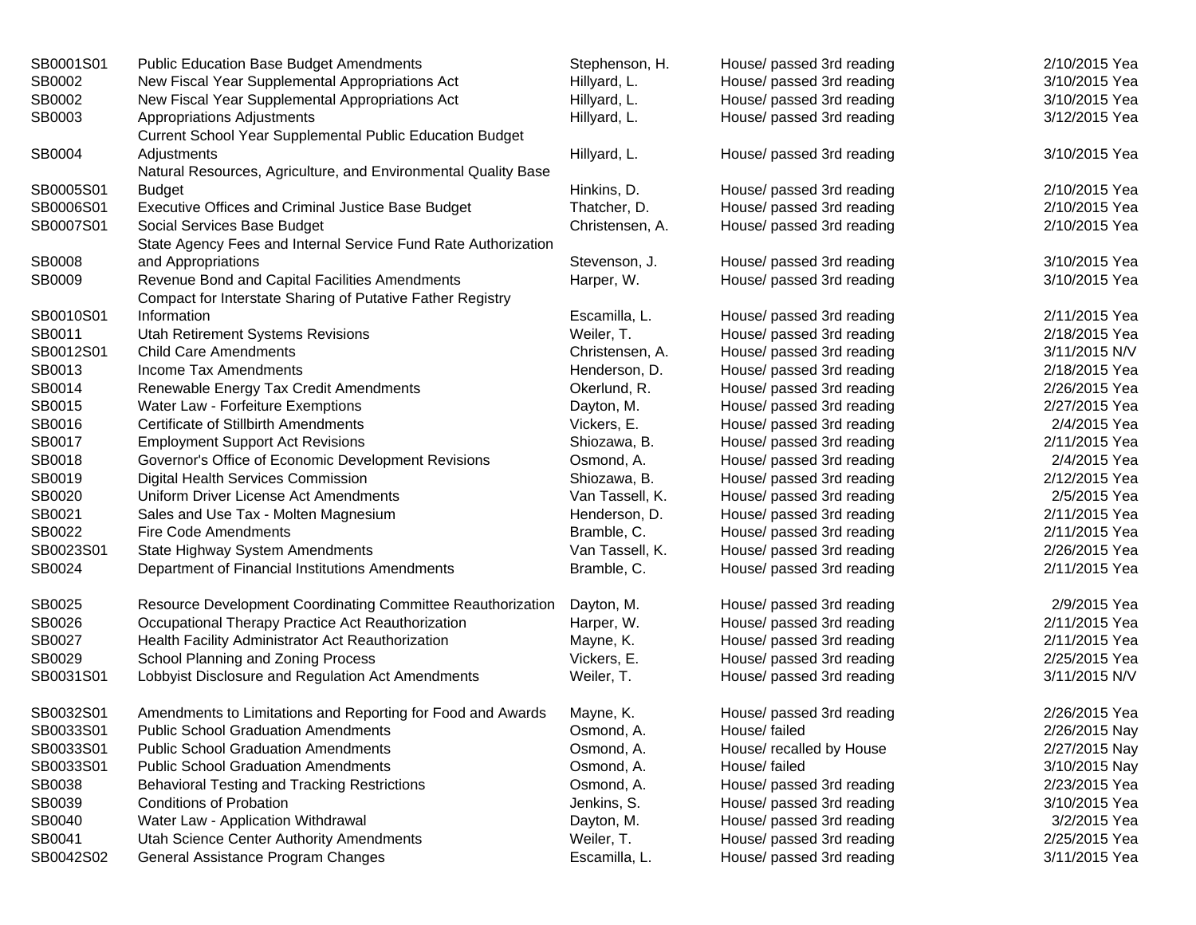| | | | | | |
|---|---|---|---|---|---|
| SB0001S01 | Public Education Base Budget Amendments | Stephenson, H. | House/ passed 3rd reading | 2/10/2015 | Yea |
| SB0002 | New Fiscal Year Supplemental Appropriations Act | Hillyard, L. | House/ passed 3rd reading | 3/10/2015 | Yea |
| SB0002 | New Fiscal Year Supplemental Appropriations Act | Hillyard, L. | House/ passed 3rd reading | 3/10/2015 | Yea |
| SB0003 | Appropriations Adjustments | Hillyard, L. | House/ passed 3rd reading | 3/12/2015 | Yea |
| SB0004 | Current School Year Supplemental Public Education Budget Adjustments | Hillyard, L. | House/ passed 3rd reading | 3/10/2015 | Yea |
| SB0005S01 | Natural Resources, Agriculture, and Environmental Quality Base Budget | Hinkins, D. | House/ passed 3rd reading | 2/10/2015 | Yea |
| SB0006S01 | Executive Offices and Criminal Justice Base Budget | Thatcher, D. | House/ passed 3rd reading | 2/10/2015 | Yea |
| SB0007S01 | Social Services Base Budget | Christensen, A. | House/ passed 3rd reading | 2/10/2015 | Yea |
| SB0008 | State Agency Fees and Internal Service Fund Rate Authorization and Appropriations | Stevenson, J. | House/ passed 3rd reading | 3/10/2015 | Yea |
| SB0009 | Revenue Bond and Capital Facilities Amendments | Harper, W. | House/ passed 3rd reading | 3/10/2015 | Yea |
| SB0010S01 | Compact for Interstate Sharing of Putative Father Registry Information | Escamilla, L. | House/ passed 3rd reading | 2/11/2015 | Yea |
| SB0011 | Utah Retirement Systems Revisions | Weiler, T. | House/ passed 3rd reading | 2/18/2015 | Yea |
| SB0012S01 | Child Care Amendments | Christensen, A. | House/ passed 3rd reading | 3/11/2015 | N/V |
| SB0013 | Income Tax Amendments | Henderson, D. | House/ passed 3rd reading | 2/18/2015 | Yea |
| SB0014 | Renewable Energy Tax Credit Amendments | Okerlund, R. | House/ passed 3rd reading | 2/26/2015 | Yea |
| SB0015 | Water Law - Forfeiture Exemptions | Dayton, M. | House/ passed 3rd reading | 2/27/2015 | Yea |
| SB0016 | Certificate of Stillbirth Amendments | Vickers, E. | House/ passed 3rd reading | 2/4/2015 | Yea |
| SB0017 | Employment Support Act Revisions | Shiozawa, B. | House/ passed 3rd reading | 2/11/2015 | Yea |
| SB0018 | Governor's Office of Economic Development Revisions | Osmond, A. | House/ passed 3rd reading | 2/4/2015 | Yea |
| SB0019 | Digital Health Services Commission | Shiozawa, B. | House/ passed 3rd reading | 2/12/2015 | Yea |
| SB0020 | Uniform Driver License Act Amendments | Van Tassell, K. | House/ passed 3rd reading | 2/5/2015 | Yea |
| SB0021 | Sales and Use Tax - Molten Magnesium | Henderson, D. | House/ passed 3rd reading | 2/11/2015 | Yea |
| SB0022 | Fire Code Amendments | Bramble, C. | House/ passed 3rd reading | 2/11/2015 | Yea |
| SB0023S01 | State Highway System Amendments | Van Tassell, K. | House/ passed 3rd reading | 2/26/2015 | Yea |
| SB0024 | Department of Financial Institutions Amendments | Bramble, C. | House/ passed 3rd reading | 2/11/2015 | Yea |
| SB0025 | Resource Development Coordinating Committee Reauthorization | Dayton, M. | House/ passed 3rd reading | 2/9/2015 | Yea |
| SB0026 | Occupational Therapy Practice Act Reauthorization | Harper, W. | House/ passed 3rd reading | 2/11/2015 | Yea |
| SB0027 | Health Facility Administrator Act Reauthorization | Mayne, K. | House/ passed 3rd reading | 2/11/2015 | Yea |
| SB0029 | School Planning and Zoning Process | Vickers, E. | House/ passed 3rd reading | 2/25/2015 | Yea |
| SB0031S01 | Lobbyist Disclosure and Regulation Act Amendments | Weiler, T. | House/ passed 3rd reading | 3/11/2015 | N/V |
| SB0032S01 | Amendments to Limitations and Reporting for Food and Awards | Mayne, K. | House/ passed 3rd reading | 2/26/2015 | Yea |
| SB0033S01 | Public School Graduation Amendments | Osmond, A. | House/ failed | 2/26/2015 | Nay |
| SB0033S01 | Public School Graduation Amendments | Osmond, A. | House/ recalled by House | 2/27/2015 | Nay |
| SB0033S01 | Public School Graduation Amendments | Osmond, A. | House/ failed | 3/10/2015 | Nay |
| SB0038 | Behavioral Testing and Tracking Restrictions | Osmond, A. | House/ passed 3rd reading | 2/23/2015 | Yea |
| SB0039 | Conditions of Probation | Jenkins, S. | House/ passed 3rd reading | 3/10/2015 | Yea |
| SB0040 | Water Law - Application Withdrawal | Dayton, M. | House/ passed 3rd reading | 3/2/2015 | Yea |
| SB0041 | Utah Science Center Authority Amendments | Weiler, T. | House/ passed 3rd reading | 2/25/2015 | Yea |
| SB0042S02 | General Assistance Program Changes | Escamilla, L. | House/ passed 3rd reading | 3/11/2015 | Yea |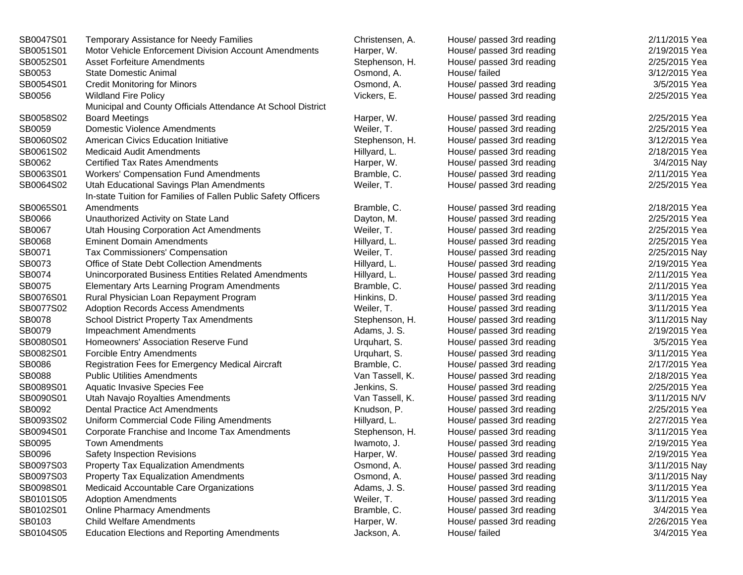| | | | | |
|---|---|---|---|---|
| SB0047S01 | Temporary Assistance for Needy Families | Christensen, A. | House/ passed 3rd reading | 2/11/2015 Yea |
| SB0051S01 | Motor Vehicle Enforcement Division Account Amendments | Harper, W. | House/ passed 3rd reading | 2/19/2015 Yea |
| SB0052S01 | Asset Forfeiture Amendments | Stephenson, H. | House/ passed 3rd reading | 2/25/2015 Yea |
| SB0053 | State Domestic Animal | Osmond, A. | House/ failed | 3/12/2015 Yea |
| SB0054S01 | Credit Monitoring for Minors | Osmond, A. | House/ passed 3rd reading | 3/5/2015 Yea |
| SB0056 | Wildland Fire Policy | Vickers, E. | House/ passed 3rd reading | 2/25/2015 Yea |
| SB0058S02 | Municipal and County Officials Attendance At School District Board Meetings | Harper, W. | House/ passed 3rd reading | 2/25/2015 Yea |
| SB0059 | Domestic Violence Amendments | Weiler, T. | House/ passed 3rd reading | 2/25/2015 Yea |
| SB0060S02 | American Civics Education Initiative | Stephenson, H. | House/ passed 3rd reading | 3/12/2015 Yea |
| SB0061S02 | Medicaid Audit Amendments | Hillyard, L. | House/ passed 3rd reading | 2/18/2015 Yea |
| SB0062 | Certified Tax Rates Amendments | Harper, W. | House/ passed 3rd reading | 3/4/2015 Nay |
| SB0063S01 | Workers' Compensation Fund Amendments | Bramble, C. | House/ passed 3rd reading | 2/11/2015 Yea |
| SB0064S02 | Utah Educational Savings Plan Amendments | Weiler, T. | House/ passed 3rd reading | 2/25/2015 Yea |
| SB0065S01 | In-state Tuition for Families of Fallen Public Safety Officers Amendments | Bramble, C. | House/ passed 3rd reading | 2/18/2015 Yea |
| SB0066 | Unauthorized Activity on State Land | Dayton, M. | House/ passed 3rd reading | 2/25/2015 Yea |
| SB0067 | Utah Housing Corporation Act Amendments | Weiler, T. | House/ passed 3rd reading | 2/25/2015 Yea |
| SB0068 | Eminent Domain Amendments | Hillyard, L. | House/ passed 3rd reading | 2/25/2015 Yea |
| SB0071 | Tax Commissioners' Compensation | Weiler, T. | House/ passed 3rd reading | 2/25/2015 Nay |
| SB0073 | Office of State Debt Collection Amendments | Hillyard, L. | House/ passed 3rd reading | 2/19/2015 Yea |
| SB0074 | Unincorporated Business Entities Related Amendments | Hillyard, L. | House/ passed 3rd reading | 2/11/2015 Yea |
| SB0075 | Elementary Arts Learning Program Amendments | Bramble, C. | House/ passed 3rd reading | 2/11/2015 Yea |
| SB0076S01 | Rural Physician Loan Repayment Program | Hinkins, D. | House/ passed 3rd reading | 3/11/2015 Yea |
| SB0077S02 | Adoption Records Access Amendments | Weiler, T. | House/ passed 3rd reading | 3/11/2015 Yea |
| SB0078 | School District Property Tax Amendments | Stephenson, H. | House/ passed 3rd reading | 3/11/2015 Nay |
| SB0079 | Impeachment Amendments | Adams, J. S. | House/ passed 3rd reading | 2/19/2015 Yea |
| SB0080S01 | Homeowners' Association Reserve Fund | Urquhart, S. | House/ passed 3rd reading | 3/5/2015 Yea |
| SB0082S01 | Forcible Entry Amendments | Urquhart, S. | House/ passed 3rd reading | 3/11/2015 Yea |
| SB0086 | Registration Fees for Emergency Medical Aircraft | Bramble, C. | House/ passed 3rd reading | 2/17/2015 Yea |
| SB0088 | Public Utilities Amendments | Van Tassell, K. | House/ passed 3rd reading | 2/18/2015 Yea |
| SB0089S01 | Aquatic Invasive Species Fee | Jenkins, S. | House/ passed 3rd reading | 2/25/2015 Yea |
| SB0090S01 | Utah Navajo Royalties Amendments | Van Tassell, K. | House/ passed 3rd reading | 3/11/2015 N/V |
| SB0092 | Dental Practice Act Amendments | Knudson, P. | House/ passed 3rd reading | 2/25/2015 Yea |
| SB0093S02 | Uniform Commercial Code Filing Amendments | Hillyard, L. | House/ passed 3rd reading | 2/27/2015 Yea |
| SB0094S01 | Corporate Franchise and Income Tax Amendments | Stephenson, H. | House/ passed 3rd reading | 3/11/2015 Yea |
| SB0095 | Town Amendments | Iwamoto, J. | House/ passed 3rd reading | 2/19/2015 Yea |
| SB0096 | Safety Inspection Revisions | Harper, W. | House/ passed 3rd reading | 2/19/2015 Yea |
| SB0097S03 | Property Tax Equalization Amendments | Osmond, A. | House/ passed 3rd reading | 3/11/2015 Nay |
| SB0097S03 | Property Tax Equalization Amendments | Osmond, A. | House/ passed 3rd reading | 3/11/2015 Nay |
| SB0098S01 | Medicaid Accountable Care Organizations | Adams, J. S. | House/ passed 3rd reading | 3/11/2015 Yea |
| SB0101S05 | Adoption Amendments | Weiler, T. | House/ passed 3rd reading | 3/11/2015 Yea |
| SB0102S01 | Online Pharmacy Amendments | Bramble, C. | House/ passed 3rd reading | 3/4/2015 Yea |
| SB0103 | Child Welfare Amendments | Harper, W. | House/ passed 3rd reading | 2/26/2015 Yea |
| SB0104S05 | Education Elections and Reporting Amendments | Jackson, A. | House/ failed | 3/4/2015 Yea |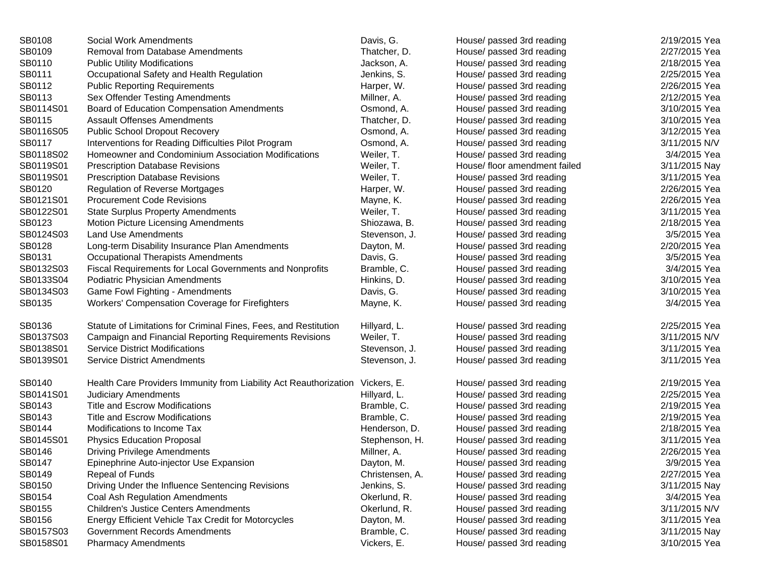| | | | | |
|---|---|---|---|---|
| SB0108 | Social Work Amendments | Davis, G. | House/ passed 3rd reading | 2/19/2015 Yea |
| SB0109 | Removal from Database Amendments | Thatcher, D. | House/ passed 3rd reading | 2/27/2015 Yea |
| SB0110 | Public Utility Modifications | Jackson, A. | House/ passed 3rd reading | 2/18/2015 Yea |
| SB0111 | Occupational Safety and Health Regulation | Jenkins, S. | House/ passed 3rd reading | 2/25/2015 Yea |
| SB0112 | Public Reporting Requirements | Harper, W. | House/ passed 3rd reading | 2/26/2015 Yea |
| SB0113 | Sex Offender Testing Amendments | Millner, A. | House/ passed 3rd reading | 2/12/2015 Yea |
| SB0114S01 | Board of Education Compensation Amendments | Osmond, A. | House/ passed 3rd reading | 3/10/2015 Yea |
| SB0115 | Assault Offenses Amendments | Thatcher, D. | House/ passed 3rd reading | 3/10/2015 Yea |
| SB0116S05 | Public School Dropout Recovery | Osmond, A. | House/ passed 3rd reading | 3/12/2015 Yea |
| SB0117 | Interventions for Reading Difficulties Pilot Program | Osmond, A. | House/ passed 3rd reading | 3/11/2015 N/V |
| SB0118S02 | Homeowner and Condominium Association Modifications | Weiler, T. | House/ passed 3rd reading | 3/4/2015 Yea |
| SB0119S01 | Prescription Database Revisions | Weiler, T. | House/ floor amendment failed | 3/11/2015 Nay |
| SB0119S01 | Prescription Database Revisions | Weiler, T. | House/ passed 3rd reading | 3/11/2015 Yea |
| SB0120 | Regulation of Reverse Mortgages | Harper, W. | House/ passed 3rd reading | 2/26/2015 Yea |
| SB0121S01 | Procurement Code Revisions | Mayne, K. | House/ passed 3rd reading | 2/26/2015 Yea |
| SB0122S01 | State Surplus Property Amendments | Weiler, T. | House/ passed 3rd reading | 3/11/2015 Yea |
| SB0123 | Motion Picture Licensing Amendments | Shiozawa, B. | House/ passed 3rd reading | 2/18/2015 Yea |
| SB0124S03 | Land Use Amendments | Stevenson, J. | House/ passed 3rd reading | 3/5/2015 Yea |
| SB0128 | Long-term Disability Insurance Plan Amendments | Dayton, M. | House/ passed 3rd reading | 2/20/2015 Yea |
| SB0131 | Occupational Therapists Amendments | Davis, G. | House/ passed 3rd reading | 3/5/2015 Yea |
| SB0132S03 | Fiscal Requirements for Local Governments and Nonprofits | Bramble, C. | House/ passed 3rd reading | 3/4/2015 Yea |
| SB0133S04 | Podiatric Physician Amendments | Hinkins, D. | House/ passed 3rd reading | 3/10/2015 Yea |
| SB0134S03 | Game Fowl Fighting - Amendments | Davis, G. | House/ passed 3rd reading | 3/10/2015 Yea |
| SB0135 | Workers' Compensation Coverage for Firefighters | Mayne, K. | House/ passed 3rd reading | 3/4/2015 Yea |
| SB0136 | Statute of Limitations for Criminal Fines, Fees, and Restitution | Hillyard, L. | House/ passed 3rd reading | 2/25/2015 Yea |
| SB0137S03 | Campaign and Financial Reporting Requirements Revisions | Weiler, T. | House/ passed 3rd reading | 3/11/2015 N/V |
| SB0138S01 | Service District Modifications | Stevenson, J. | House/ passed 3rd reading | 3/11/2015 Yea |
| SB0139S01 | Service District Amendments | Stevenson, J. | House/ passed 3rd reading | 3/11/2015 Yea |
| SB0140 | Health Care Providers Immunity from Liability Act Reauthorization | Vickers, E. | House/ passed 3rd reading | 2/19/2015 Yea |
| SB0141S01 | Judiciary Amendments | Hillyard, L. | House/ passed 3rd reading | 2/25/2015 Yea |
| SB0143 | Title and Escrow Modifications | Bramble, C. | House/ passed 3rd reading | 2/19/2015 Yea |
| SB0143 | Title and Escrow Modifications | Bramble, C. | House/ passed 3rd reading | 2/19/2015 Yea |
| SB0144 | Modifications to Income Tax | Henderson, D. | House/ passed 3rd reading | 2/18/2015 Yea |
| SB0145S01 | Physics Education Proposal | Stephenson, H. | House/ passed 3rd reading | 3/11/2015 Yea |
| SB0146 | Driving Privilege Amendments | Millner, A. | House/ passed 3rd reading | 2/26/2015 Yea |
| SB0147 | Epinephrine Auto-injector Use Expansion | Dayton, M. | House/ passed 3rd reading | 3/9/2015 Yea |
| SB0149 | Repeal of Funds | Christensen, A. | House/ passed 3rd reading | 2/27/2015 Yea |
| SB0150 | Driving Under the Influence Sentencing Revisions | Jenkins, S. | House/ passed 3rd reading | 3/11/2015 Nay |
| SB0154 | Coal Ash Regulation Amendments | Okerlund, R. | House/ passed 3rd reading | 3/4/2015 Yea |
| SB0155 | Children's Justice Centers Amendments | Okerlund, R. | House/ passed 3rd reading | 3/11/2015 N/V |
| SB0156 | Energy Efficient Vehicle Tax Credit for Motorcycles | Dayton, M. | House/ passed 3rd reading | 3/11/2015 Yea |
| SB0157S03 | Government Records Amendments | Bramble, C. | House/ passed 3rd reading | 3/11/2015 Nay |
| SB0158S01 | Pharmacy Amendments | Vickers, E. | House/ passed 3rd reading | 3/10/2015 Yea |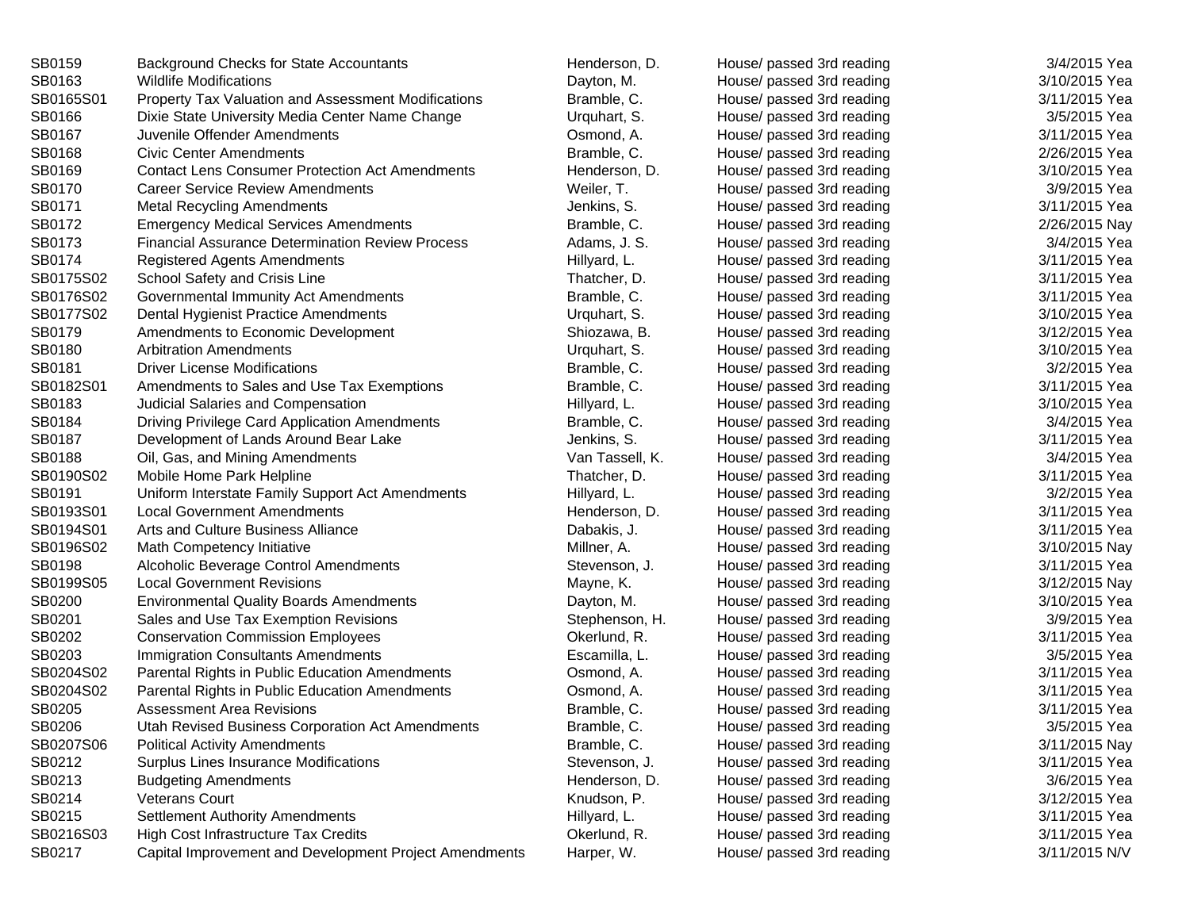| | | | | | |
|---|---|---|---|---|---|
| SB0159 | Background Checks for State Accountants | Henderson, D. | House/ passed 3rd reading | 3/4/2015 | Yea |
| SB0163 | Wildlife Modifications | Dayton, M. | House/ passed 3rd reading | 3/10/2015 | Yea |
| SB0165S01 | Property Tax Valuation and Assessment Modifications | Bramble, C. | House/ passed 3rd reading | 3/11/2015 | Yea |
| SB0166 | Dixie State University Media Center Name Change | Urquhart, S. | House/ passed 3rd reading | 3/5/2015 | Yea |
| SB0167 | Juvenile Offender Amendments | Osmond, A. | House/ passed 3rd reading | 3/11/2015 | Yea |
| SB0168 | Civic Center Amendments | Bramble, C. | House/ passed 3rd reading | 2/26/2015 | Yea |
| SB0169 | Contact Lens Consumer Protection Act Amendments | Henderson, D. | House/ passed 3rd reading | 3/10/2015 | Yea |
| SB0170 | Career Service Review Amendments | Weiler, T. | House/ passed 3rd reading | 3/9/2015 | Yea |
| SB0171 | Metal Recycling Amendments | Jenkins, S. | House/ passed 3rd reading | 3/11/2015 | Yea |
| SB0172 | Emergency Medical Services Amendments | Bramble, C. | House/ passed 3rd reading | 2/26/2015 | Nay |
| SB0173 | Financial Assurance Determination Review Process | Adams, J. S. | House/ passed 3rd reading | 3/4/2015 | Yea |
| SB0174 | Registered Agents Amendments | Hillyard, L. | House/ passed 3rd reading | 3/11/2015 | Yea |
| SB0175S02 | School Safety and Crisis Line | Thatcher, D. | House/ passed 3rd reading | 3/11/2015 | Yea |
| SB0176S02 | Governmental Immunity Act Amendments | Bramble, C. | House/ passed 3rd reading | 3/11/2015 | Yea |
| SB0177S02 | Dental Hygienist Practice Amendments | Urquhart, S. | House/ passed 3rd reading | 3/10/2015 | Yea |
| SB0179 | Amendments to Economic Development | Shiozawa, B. | House/ passed 3rd reading | 3/12/2015 | Yea |
| SB0180 | Arbitration Amendments | Urquhart, S. | House/ passed 3rd reading | 3/10/2015 | Yea |
| SB0181 | Driver License Modifications | Bramble, C. | House/ passed 3rd reading | 3/2/2015 | Yea |
| SB0182S01 | Amendments to Sales and Use Tax Exemptions | Bramble, C. | House/ passed 3rd reading | 3/11/2015 | Yea |
| SB0183 | Judicial Salaries and Compensation | Hillyard, L. | House/ passed 3rd reading | 3/10/2015 | Yea |
| SB0184 | Driving Privilege Card Application Amendments | Bramble, C. | House/ passed 3rd reading | 3/4/2015 | Yea |
| SB0187 | Development of Lands Around Bear Lake | Jenkins, S. | House/ passed 3rd reading | 3/11/2015 | Yea |
| SB0188 | Oil, Gas, and Mining Amendments | Van Tassell, K. | House/ passed 3rd reading | 3/4/2015 | Yea |
| SB0190S02 | Mobile Home Park Helpline | Thatcher, D. | House/ passed 3rd reading | 3/11/2015 | Yea |
| SB0191 | Uniform Interstate Family Support Act Amendments | Hillyard, L. | House/ passed 3rd reading | 3/2/2015 | Yea |
| SB0193S01 | Local Government Amendments | Henderson, D. | House/ passed 3rd reading | 3/11/2015 | Yea |
| SB0194S01 | Arts and Culture Business Alliance | Dabakis, J. | House/ passed 3rd reading | 3/11/2015 | Yea |
| SB0196S02 | Math Competency Initiative | Millner, A. | House/ passed 3rd reading | 3/10/2015 | Nay |
| SB0198 | Alcoholic Beverage Control Amendments | Stevenson, J. | House/ passed 3rd reading | 3/11/2015 | Yea |
| SB0199S05 | Local Government Revisions | Mayne, K. | House/ passed 3rd reading | 3/12/2015 | Nay |
| SB0200 | Environmental Quality Boards Amendments | Dayton, M. | House/ passed 3rd reading | 3/10/2015 | Yea |
| SB0201 | Sales and Use Tax Exemption Revisions | Stephenson, H. | House/ passed 3rd reading | 3/9/2015 | Yea |
| SB0202 | Conservation Commission Employees | Okerlund, R. | House/ passed 3rd reading | 3/11/2015 | Yea |
| SB0203 | Immigration Consultants Amendments | Escamilla, L. | House/ passed 3rd reading | 3/5/2015 | Yea |
| SB0204S02 | Parental Rights in Public Education Amendments | Osmond, A. | House/ passed 3rd reading | 3/11/2015 | Yea |
| SB0204S02 | Parental Rights in Public Education Amendments | Osmond, A. | House/ passed 3rd reading | 3/11/2015 | Yea |
| SB0205 | Assessment Area Revisions | Bramble, C. | House/ passed 3rd reading | 3/11/2015 | Yea |
| SB0206 | Utah Revised Business Corporation Act Amendments | Bramble, C. | House/ passed 3rd reading | 3/5/2015 | Yea |
| SB0207S06 | Political Activity Amendments | Bramble, C. | House/ passed 3rd reading | 3/11/2015 | Nay |
| SB0212 | Surplus Lines Insurance Modifications | Stevenson, J. | House/ passed 3rd reading | 3/11/2015 | Yea |
| SB0213 | Budgeting Amendments | Henderson, D. | House/ passed 3rd reading | 3/6/2015 | Yea |
| SB0214 | Veterans Court | Knudson, P. | House/ passed 3rd reading | 3/12/2015 | Yea |
| SB0215 | Settlement Authority Amendments | Hillyard, L. | House/ passed 3rd reading | 3/11/2015 | Yea |
| SB0216S03 | High Cost Infrastructure Tax Credits | Okerlund, R. | House/ passed 3rd reading | 3/11/2015 | Yea |
| SB0217 | Capital Improvement and Development Project Amendments | Harper, W. | House/ passed 3rd reading | 3/11/2015 | N/V |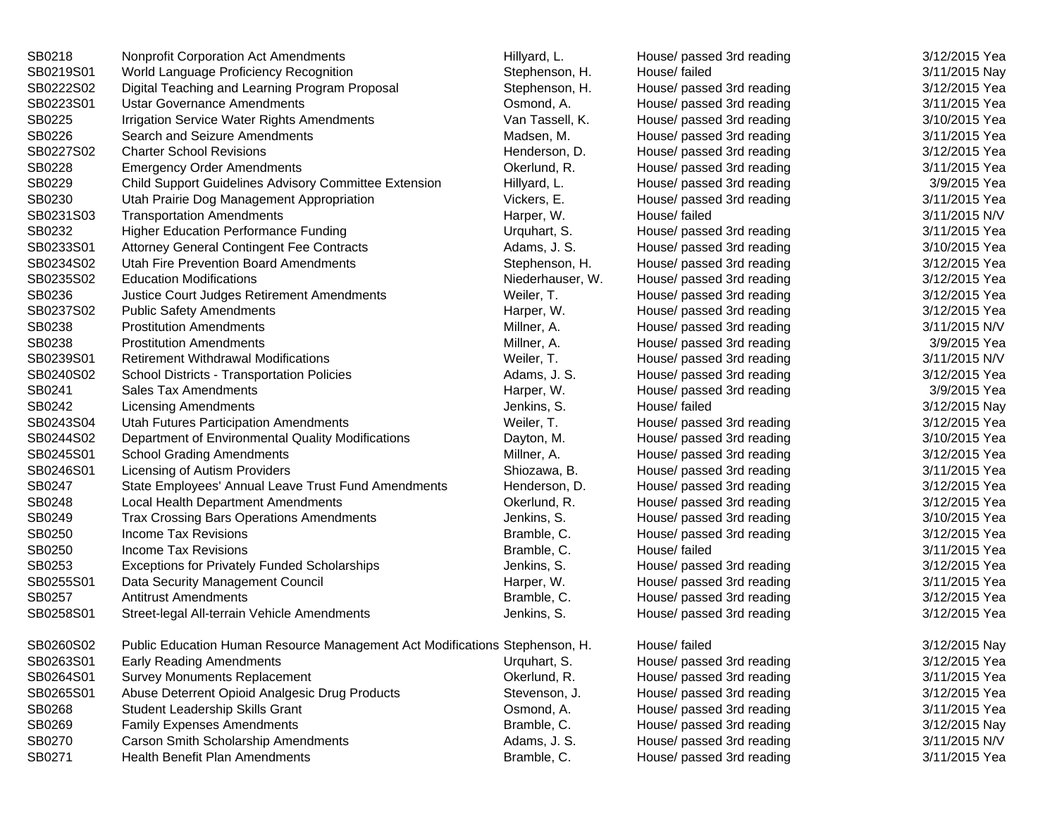| | | | | |
|---|---|---|---|---|
| SB0218 | Nonprofit Corporation Act Amendments | Hillyard, L. | House/ passed 3rd reading | 3/12/2015 Yea |
| SB0219S01 | World Language Proficiency Recognition | Stephenson, H. | House/ failed | 3/11/2015 Nay |
| SB0222S02 | Digital Teaching and Learning Program Proposal | Stephenson, H. | House/ passed 3rd reading | 3/12/2015 Yea |
| SB0223S01 | Ustar Governance Amendments | Osmond, A. | House/ passed 3rd reading | 3/11/2015 Yea |
| SB0225 | Irrigation Service Water Rights Amendments | Van Tassell, K. | House/ passed 3rd reading | 3/10/2015 Yea |
| SB0226 | Search and Seizure Amendments | Madsen, M. | House/ passed 3rd reading | 3/11/2015 Yea |
| SB0227S02 | Charter School Revisions | Henderson, D. | House/ passed 3rd reading | 3/12/2015 Yea |
| SB0228 | Emergency Order Amendments | Okerlund, R. | House/ passed 3rd reading | 3/11/2015 Yea |
| SB0229 | Child Support Guidelines Advisory Committee Extension | Hillyard, L. | House/ passed 3rd reading | 3/9/2015 Yea |
| SB0230 | Utah Prairie Dog Management Appropriation | Vickers, E. | House/ passed 3rd reading | 3/11/2015 Yea |
| SB0231S03 | Transportation Amendments | Harper, W. | House/ failed | 3/11/2015 N/V |
| SB0232 | Higher Education Performance Funding | Urquhart, S. | House/ passed 3rd reading | 3/11/2015 Yea |
| SB0233S01 | Attorney General Contingent Fee Contracts | Adams, J. S. | House/ passed 3rd reading | 3/10/2015 Yea |
| SB0234S02 | Utah Fire Prevention Board Amendments | Stephenson, H. | House/ passed 3rd reading | 3/12/2015 Yea |
| SB0235S02 | Education Modifications | Niederhauser, W. | House/ passed 3rd reading | 3/12/2015 Yea |
| SB0236 | Justice Court Judges Retirement Amendments | Weiler, T. | House/ passed 3rd reading | 3/12/2015 Yea |
| SB0237S02 | Public Safety Amendments | Harper, W. | House/ passed 3rd reading | 3/12/2015 Yea |
| SB0238 | Prostitution Amendments | Millner, A. | House/ passed 3rd reading | 3/11/2015 N/V |
| SB0238 | Prostitution Amendments | Millner, A. | House/ passed 3rd reading | 3/9/2015 Yea |
| SB0239S01 | Retirement Withdrawal Modifications | Weiler, T. | House/ passed 3rd reading | 3/11/2015 N/V |
| SB0240S02 | School Districts - Transportation Policies | Adams, J. S. | House/ passed 3rd reading | 3/12/2015 Yea |
| SB0241 | Sales Tax Amendments | Harper, W. | House/ passed 3rd reading | 3/9/2015 Yea |
| SB0242 | Licensing Amendments | Jenkins, S. | House/ failed | 3/12/2015 Nay |
| SB0243S04 | Utah Futures Participation Amendments | Weiler, T. | House/ passed 3rd reading | 3/12/2015 Yea |
| SB0244S02 | Department of Environmental Quality Modifications | Dayton, M. | House/ passed 3rd reading | 3/10/2015 Yea |
| SB0245S01 | School Grading Amendments | Millner, A. | House/ passed 3rd reading | 3/12/2015 Yea |
| SB0246S01 | Licensing of Autism Providers | Shiozawa, B. | House/ passed 3rd reading | 3/11/2015 Yea |
| SB0247 | State Employees' Annual Leave Trust Fund Amendments | Henderson, D. | House/ passed 3rd reading | 3/12/2015 Yea |
| SB0248 | Local Health Department Amendments | Okerlund, R. | House/ passed 3rd reading | 3/12/2015 Yea |
| SB0249 | Trax Crossing Bars Operations Amendments | Jenkins, S. | House/ passed 3rd reading | 3/10/2015 Yea |
| SB0250 | Income Tax Revisions | Bramble, C. | House/ passed 3rd reading | 3/12/2015 Yea |
| SB0250 | Income Tax Revisions | Bramble, C. | House/ failed | 3/11/2015 Yea |
| SB0253 | Exceptions for Privately Funded Scholarships | Jenkins, S. | House/ passed 3rd reading | 3/12/2015 Yea |
| SB0255S01 | Data Security Management Council | Harper, W. | House/ passed 3rd reading | 3/11/2015 Yea |
| SB0257 | Antitrust Amendments | Bramble, C. | House/ passed 3rd reading | 3/12/2015 Yea |
| SB0258S01 | Street-legal All-terrain Vehicle Amendments | Jenkins, S. | House/ passed 3rd reading | 3/12/2015 Yea |
| SB0260S02 | Public Education Human Resource Management Act Modifications | Stephenson, H. | House/ failed | 3/12/2015 Nay |
| SB0263S01 | Early Reading Amendments | Urquhart, S. | House/ passed 3rd reading | 3/12/2015 Yea |
| SB0264S01 | Survey Monuments Replacement | Okerlund, R. | House/ passed 3rd reading | 3/11/2015 Yea |
| SB0265S01 | Abuse Deterrent Opioid Analgesic Drug Products | Stevenson, J. | House/ passed 3rd reading | 3/12/2015 Yea |
| SB0268 | Student Leadership Skills Grant | Osmond, A. | House/ passed 3rd reading | 3/11/2015 Yea |
| SB0269 | Family Expenses Amendments | Bramble, C. | House/ passed 3rd reading | 3/12/2015 Nay |
| SB0270 | Carson Smith Scholarship Amendments | Adams, J. S. | House/ passed 3rd reading | 3/11/2015 N/V |
| SB0271 | Health Benefit Plan Amendments | Bramble, C. | House/ passed 3rd reading | 3/11/2015 Yea |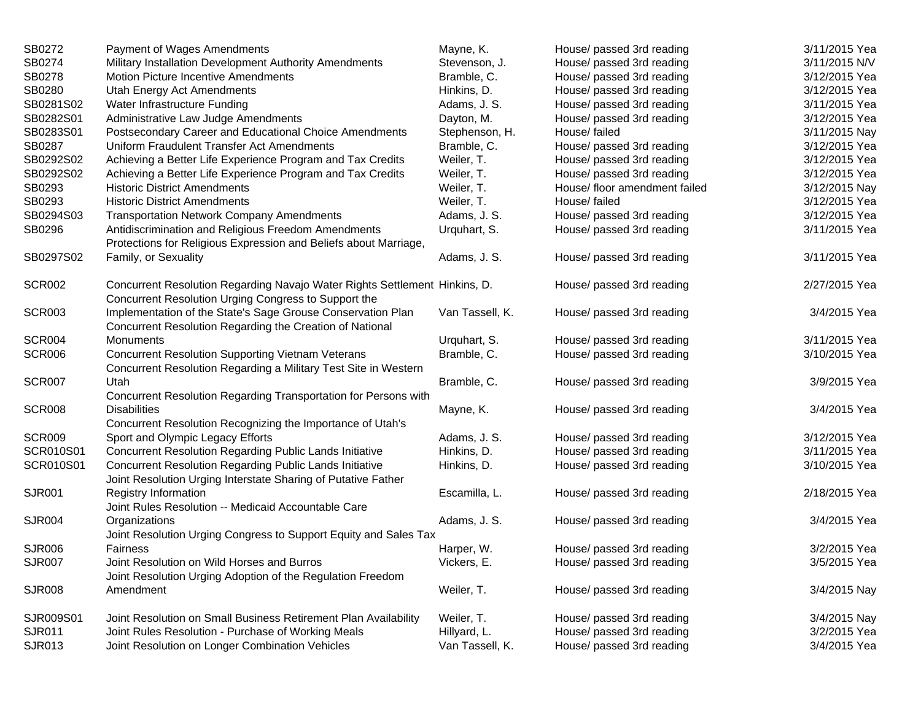| | | | | |
|---|---|---|---|---|
| SB0272 | Payment of Wages Amendments | Mayne, K. | House/ passed 3rd reading | 3/11/2015 Yea |
| SB0274 | Military Installation Development Authority Amendments | Stevenson, J. | House/ passed 3rd reading | 3/11/2015 N/V |
| SB0278 | Motion Picture Incentive Amendments | Bramble, C. | House/ passed 3rd reading | 3/12/2015 Yea |
| SB0280 | Utah Energy Act Amendments | Hinkins, D. | House/ passed 3rd reading | 3/12/2015 Yea |
| SB0281S02 | Water Infrastructure Funding | Adams, J. S. | House/ passed 3rd reading | 3/11/2015 Yea |
| SB0282S01 | Administrative Law Judge Amendments | Dayton, M. | House/ passed 3rd reading | 3/12/2015 Yea |
| SB0283S01 | Postsecondary Career and Educational Choice Amendments | Stephenson, H. | House/ failed | 3/11/2015 Nay |
| SB0287 | Uniform Fraudulent Transfer Act Amendments | Bramble, C. | House/ passed 3rd reading | 3/12/2015 Yea |
| SB0292S02 | Achieving a Better Life Experience Program and Tax Credits | Weiler, T. | House/ passed 3rd reading | 3/12/2015 Yea |
| SB0292S02 | Achieving a Better Life Experience Program and Tax Credits | Weiler, T. | House/ passed 3rd reading | 3/12/2015 Yea |
| SB0293 | Historic District Amendments | Weiler, T. | House/ floor amendment failed | 3/12/2015 Nay |
| SB0293 | Historic District Amendments | Weiler, T. | House/ failed | 3/12/2015 Yea |
| SB0294S03 | Transportation Network Company Amendments | Adams, J. S. | House/ passed 3rd reading | 3/12/2015 Yea |
| SB0296 | Antidiscrimination and Religious Freedom Amendments | Urquhart, S. | House/ passed 3rd reading | 3/11/2015 Yea |
| SB0297S02 | Protections for Religious Expression and Beliefs about Marriage, Family, or Sexuality | Adams, J. S. | House/ passed 3rd reading | 3/11/2015 Yea |
| SCR002 | Concurrent Resolution Regarding Navajo Water Rights Settlement | Hinkins, D. | House/ passed 3rd reading | 2/27/2015 Yea |
| SCR003 | Concurrent Resolution Urging Congress to Support the Implementation of the State's Sage Grouse Conservation Plan | Van Tassell, K. | House/ passed 3rd reading | 3/4/2015 Yea |
| SCR004 | Concurrent Resolution Regarding the Creation of National Monuments | Urquhart, S. | House/ passed 3rd reading | 3/11/2015 Yea |
| SCR006 | Concurrent Resolution Supporting Vietnam Veterans | Bramble, C. | House/ passed 3rd reading | 3/10/2015 Yea |
| SCR007 | Concurrent Resolution Regarding a Military Test Site in Western Utah | Bramble, C. | House/ passed 3rd reading | 3/9/2015 Yea |
| SCR008 | Concurrent Resolution Regarding Transportation for Persons with Disabilities | Mayne, K. | House/ passed 3rd reading | 3/4/2015 Yea |
| SCR009 | Concurrent Resolution Recognizing the Importance of Utah's Sport and Olympic Legacy Efforts | Adams, J. S. | House/ passed 3rd reading | 3/12/2015 Yea |
| SCR010S01 | Concurrent Resolution Regarding Public Lands Initiative | Hinkins, D. | House/ passed 3rd reading | 3/11/2015 Yea |
| SCR010S01 | Concurrent Resolution Regarding Public Lands Initiative | Hinkins, D. | House/ passed 3rd reading | 3/10/2015 Yea |
| SJR001 | Joint Resolution Urging Interstate Sharing of Putative Father Registry Information | Escamilla, L. | House/ passed 3rd reading | 2/18/2015 Yea |
| SJR004 | Joint Rules Resolution -- Medicaid Accountable Care Organizations | Adams, J. S. | House/ passed 3rd reading | 3/4/2015 Yea |
| SJR006 | Joint Resolution Urging Congress to Support Equity and Sales Tax Fairness | Harper, W. | House/ passed 3rd reading | 3/2/2015 Yea |
| SJR007 | Joint Resolution on Wild Horses and Burros | Vickers, E. | House/ passed 3rd reading | 3/5/2015 Yea |
| SJR008 | Joint Resolution Urging Adoption of the Regulation Freedom Amendment | Weiler, T. | House/ passed 3rd reading | 3/4/2015 Nay |
| SJR009S01 | Joint Resolution on Small Business Retirement Plan Availability | Weiler, T. | House/ passed 3rd reading | 3/4/2015 Nay |
| SJR011 | Joint Rules Resolution - Purchase of Working Meals | Hillyard, L. | House/ passed 3rd reading | 3/2/2015 Yea |
| SJR013 | Joint Resolution on Longer Combination Vehicles | Van Tassell, K. | House/ passed 3rd reading | 3/4/2015 Yea |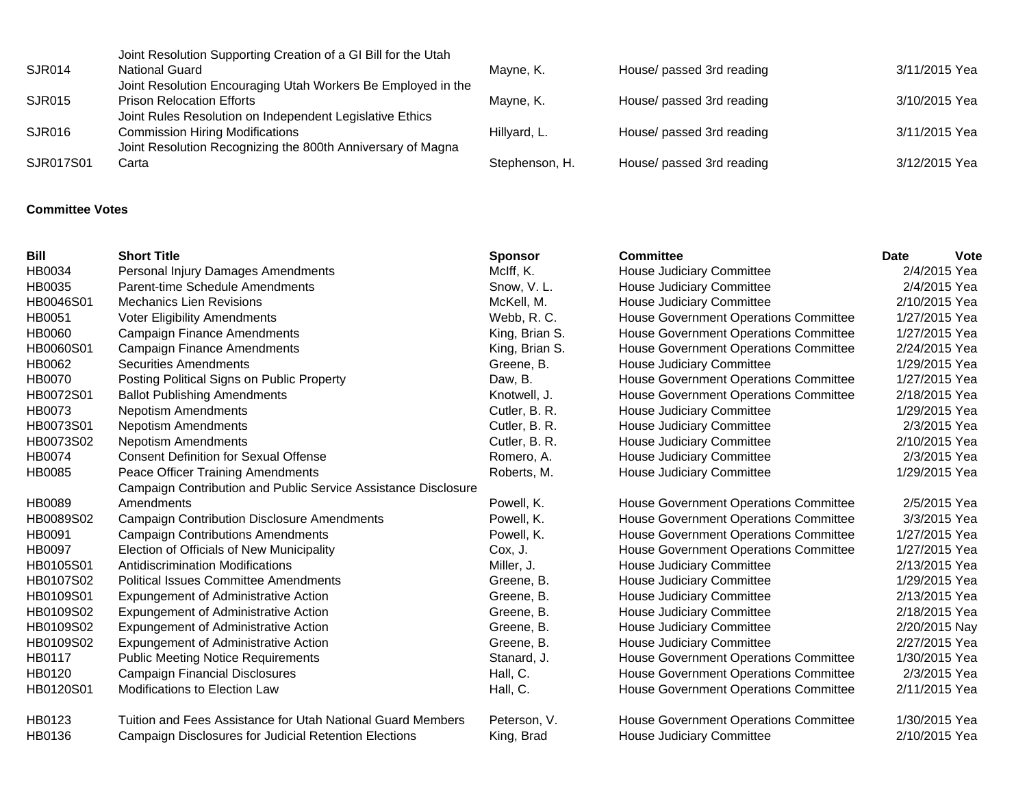| | | | | | |
|---|---|---|---|---|---|
| SJR014 | Joint Resolution Supporting Creation of a GI Bill for the Utah National Guard | Mayne, K. | House/ passed 3rd reading | 3/11/2015 | Yea |
| SJR015 | Joint Resolution Encouraging Utah Workers Be Employed in the Prison Relocation Efforts | Mayne, K. | House/ passed 3rd reading | 3/10/2015 | Yea |
| SJR016 | Joint Rules Resolution on Independent Legislative Ethics Commission Hiring Modifications | Hillyard, L. | House/ passed 3rd reading | 3/11/2015 | Yea |
| SJR017S01 | Joint Resolution Recognizing the 800th Anniversary of Magna Carta | Stephenson, H. | House/ passed 3rd reading | 3/12/2015 | Yea |

**Committee Votes**

| Bill | Short Title | Sponsor | Committee | Date | Vote |
|---|---|---|---|---|---|
| HB0034 | Personal Injury Damages Amendments | McIff, K. | House Judiciary Committee | 2/4/2015 | Yea |
| HB0035 | Parent-time Schedule Amendments | Snow, V. L. | House Judiciary Committee | 2/4/2015 | Yea |
| HB0046S01 | Mechanics Lien Revisions | McKell, M. | House Judiciary Committee | 2/10/2015 | Yea |
| HB0051 | Voter Eligibility Amendments | Webb, R. C. | House Government Operations Committee | 1/27/2015 | Yea |
| HB0060 | Campaign Finance Amendments | King, Brian S. | House Government Operations Committee | 1/27/2015 | Yea |
| HB0060S01 | Campaign Finance Amendments | King, Brian S. | House Government Operations Committee | 2/24/2015 | Yea |
| HB0062 | Securities Amendments | Greene, B. | House Judiciary Committee | 1/29/2015 | Yea |
| HB0070 | Posting Political Signs on Public Property | Daw, B. | House Government Operations Committee | 1/27/2015 | Yea |
| HB0072S01 | Ballot Publishing Amendments | Knotwell, J. | House Government Operations Committee | 2/18/2015 | Yea |
| HB0073 | Nepotism Amendments | Cutler, B. R. | House Judiciary Committee | 1/29/2015 | Yea |
| HB0073S01 | Nepotism Amendments | Cutler, B. R. | House Judiciary Committee | 2/3/2015 | Yea |
| HB0073S02 | Nepotism Amendments | Cutler, B. R. | House Judiciary Committee | 2/10/2015 | Yea |
| HB0074 | Consent Definition for Sexual Offense | Romero, A. | House Judiciary Committee | 2/3/2015 | Yea |
| HB0085 | Peace Officer Training Amendments | Roberts, M. | House Judiciary Committee | 1/29/2015 | Yea |
| HB0089 | Campaign Contribution and Public Service Assistance Disclosure Amendments | Powell, K. | House Government Operations Committee | 2/5/2015 | Yea |
| HB0089S02 | Campaign Contribution Disclosure Amendments | Powell, K. | House Government Operations Committee | 3/3/2015 | Yea |
| HB0091 | Campaign Contributions Amendments | Powell, K. | House Government Operations Committee | 1/27/2015 | Yea |
| HB0097 | Election of Officials of New Municipality | Cox, J. | House Government Operations Committee | 1/27/2015 | Yea |
| HB0105S01 | Antidiscrimination Modifications | Miller, J. | House Judiciary Committee | 2/13/2015 | Yea |
| HB0107S02 | Political Issues Committee Amendments | Greene, B. | House Judiciary Committee | 1/29/2015 | Yea |
| HB0109S01 | Expungement of Administrative Action | Greene, B. | House Judiciary Committee | 2/13/2015 | Yea |
| HB0109S02 | Expungement of Administrative Action | Greene, B. | House Judiciary Committee | 2/18/2015 | Yea |
| HB0109S02 | Expungement of Administrative Action | Greene, B. | House Judiciary Committee | 2/20/2015 | Nay |
| HB0109S02 | Expungement of Administrative Action | Greene, B. | House Judiciary Committee | 2/27/2015 | Yea |
| HB0117 | Public Meeting Notice Requirements | Stanard, J. | House Government Operations Committee | 1/30/2015 | Yea |
| HB0120 | Campaign Financial Disclosures | Hall, C. | House Government Operations Committee | 2/3/2015 | Yea |
| HB0120S01 | Modifications to Election Law | Hall, C. | House Government Operations Committee | 2/11/2015 | Yea |
| HB0123 | Tuition and Fees Assistance for Utah National Guard Members | Peterson, V. | House Government Operations Committee | 1/30/2015 | Yea |
| HB0136 | Campaign Disclosures for Judicial Retention Elections | King, Brad | House Judiciary Committee | 2/10/2015 | Yea |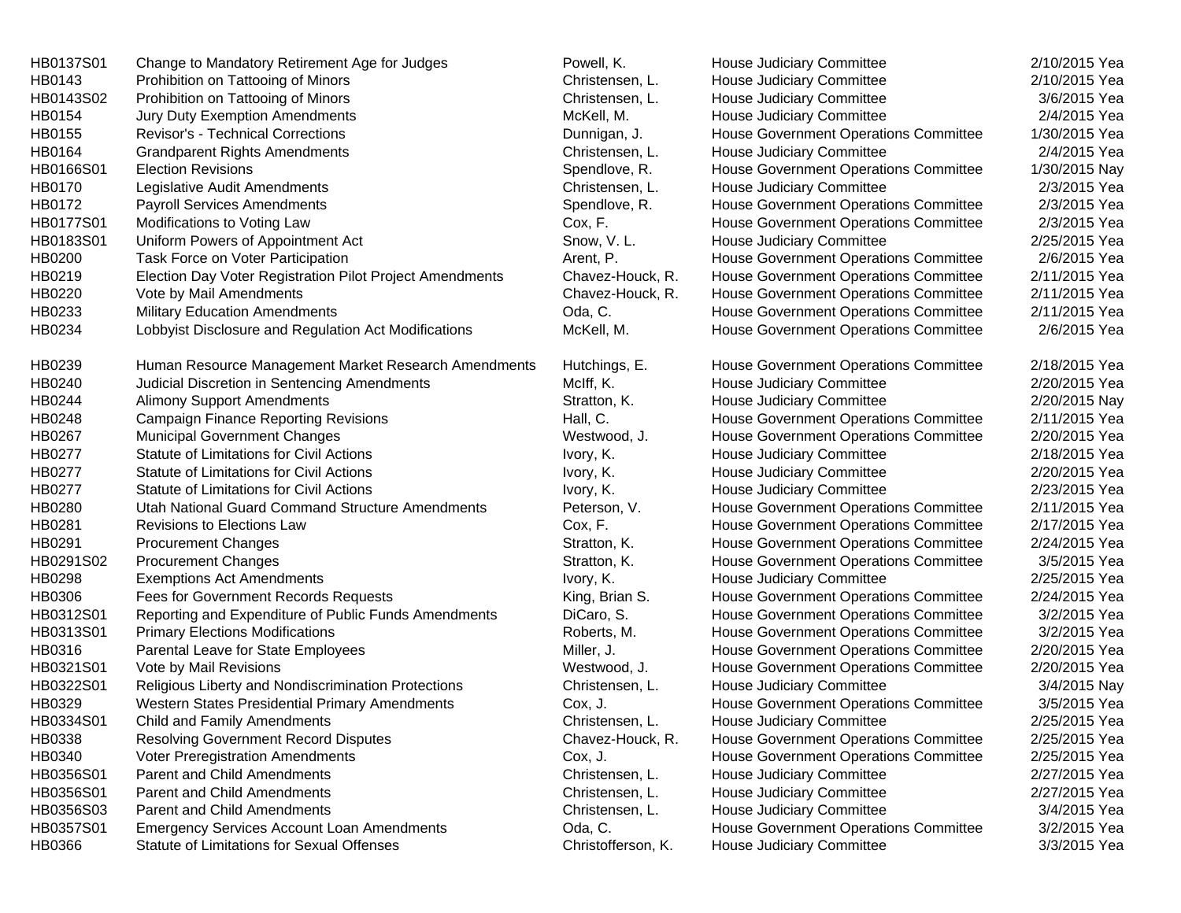| | | | | | |
|---|---|---|---|---|---|
| HB0137S01 | Change to Mandatory Retirement Age for Judges | Powell, K. | House Judiciary Committee | 2/10/2015 | Yea |
| HB0143 | Prohibition on Tattooing of Minors | Christensen, L. | House Judiciary Committee | 2/10/2015 | Yea |
| HB0143S02 | Prohibition on Tattooing of Minors | Christensen, L. | House Judiciary Committee | 3/6/2015 | Yea |
| HB0154 | Jury Duty Exemption Amendments | McKell, M. | House Judiciary Committee | 2/4/2015 | Yea |
| HB0155 | Revisor's - Technical Corrections | Dunnigan, J. | House Government Operations Committee | 1/30/2015 | Yea |
| HB0164 | Grandparent Rights Amendments | Christensen, L. | House Judiciary Committee | 2/4/2015 | Yea |
| HB0166S01 | Election Revisions | Spendlove, R. | House Government Operations Committee | 1/30/2015 | Nay |
| HB0170 | Legislative Audit Amendments | Christensen, L. | House Judiciary Committee | 2/3/2015 | Yea |
| HB0172 | Payroll Services Amendments | Spendlove, R. | House Government Operations Committee | 2/3/2015 | Yea |
| HB0177S01 | Modifications to Voting Law | Cox, F. | House Government Operations Committee | 2/3/2015 | Yea |
| HB0183S01 | Uniform Powers of Appointment Act | Snow, V. L. | House Judiciary Committee | 2/25/2015 | Yea |
| HB0200 | Task Force on Voter Participation | Arent, P. | House Government Operations Committee | 2/6/2015 | Yea |
| HB0219 | Election Day Voter Registration Pilot Project Amendments | Chavez-Houck, R. | House Government Operations Committee | 2/11/2015 | Yea |
| HB0220 | Vote by Mail Amendments | Chavez-Houck, R. | House Government Operations Committee | 2/11/2015 | Yea |
| HB0233 | Military Education Amendments | Oda, C. | House Government Operations Committee | 2/11/2015 | Yea |
| HB0234 | Lobbyist Disclosure and Regulation Act Modifications | McKell, M. | House Government Operations Committee | 2/6/2015 | Yea |
| HB0239 | Human Resource Management Market Research Amendments | Hutchings, E. | House Government Operations Committee | 2/18/2015 | Yea |
| HB0240 | Judicial Discretion in Sentencing Amendments | McIff, K. | House Judiciary Committee | 2/20/2015 | Yea |
| HB0244 | Alimony Support Amendments | Stratton, K. | House Judiciary Committee | 2/20/2015 | Nay |
| HB0248 | Campaign Finance Reporting Revisions | Hall, C. | House Government Operations Committee | 2/11/2015 | Yea |
| HB0267 | Municipal Government Changes | Westwood, J. | House Government Operations Committee | 2/20/2015 | Yea |
| HB0277 | Statute of Limitations for Civil Actions | Ivory, K. | House Judiciary Committee | 2/18/2015 | Yea |
| HB0277 | Statute of Limitations for Civil Actions | Ivory, K. | House Judiciary Committee | 2/20/2015 | Yea |
| HB0277 | Statute of Limitations for Civil Actions | Ivory, K. | House Judiciary Committee | 2/23/2015 | Yea |
| HB0280 | Utah National Guard Command Structure Amendments | Peterson, V. | House Government Operations Committee | 2/11/2015 | Yea |
| HB0281 | Revisions to Elections Law | Cox, F. | House Government Operations Committee | 2/17/2015 | Yea |
| HB0291 | Procurement Changes | Stratton, K. | House Government Operations Committee | 2/24/2015 | Yea |
| HB0291S02 | Procurement Changes | Stratton, K. | House Government Operations Committee | 3/5/2015 | Yea |
| HB0298 | Exemptions Act Amendments | Ivory, K. | House Judiciary Committee | 2/25/2015 | Yea |
| HB0306 | Fees for Government Records Requests | King, Brian S. | House Government Operations Committee | 2/24/2015 | Yea |
| HB0312S01 | Reporting and Expenditure of Public Funds Amendments | DiCaro, S. | House Government Operations Committee | 3/2/2015 | Yea |
| HB0313S01 | Primary Elections Modifications | Roberts, M. | House Government Operations Committee | 3/2/2015 | Yea |
| HB0316 | Parental Leave for State Employees | Miller, J. | House Government Operations Committee | 2/20/2015 | Yea |
| HB0321S01 | Vote by Mail Revisions | Westwood, J. | House Government Operations Committee | 2/20/2015 | Yea |
| HB0322S01 | Religious Liberty and Nondiscrimination Protections | Christensen, L. | House Judiciary Committee | 3/4/2015 | Nay |
| HB0329 | Western States Presidential Primary Amendments | Cox, J. | House Government Operations Committee | 3/5/2015 | Yea |
| HB0334S01 | Child and Family Amendments | Christensen, L. | House Judiciary Committee | 2/25/2015 | Yea |
| HB0338 | Resolving Government Record Disputes | Chavez-Houck, R. | House Government Operations Committee | 2/25/2015 | Yea |
| HB0340 | Voter Preregistration Amendments | Cox, J. | House Government Operations Committee | 2/25/2015 | Yea |
| HB0356S01 | Parent and Child Amendments | Christensen, L. | House Judiciary Committee | 2/27/2015 | Yea |
| HB0356S01 | Parent and Child Amendments | Christensen, L. | House Judiciary Committee | 2/27/2015 | Yea |
| HB0356S03 | Parent and Child Amendments | Christensen, L. | House Judiciary Committee | 3/4/2015 | Yea |
| HB0357S01 | Emergency Services Account Loan Amendments | Oda, C. | House Government Operations Committee | 3/2/2015 | Yea |
| HB0366 | Statute of Limitations for Sexual Offenses | Christofferson, K. | House Judiciary Committee | 3/3/2015 | Yea |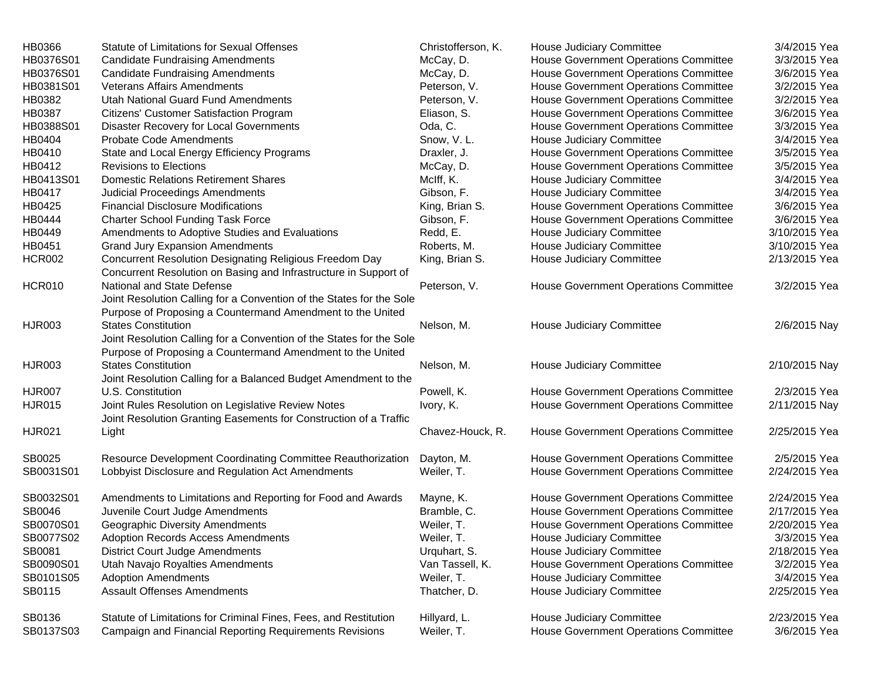| | | | | | |
|---|---|---|---|---|---|
| HB0366 | Statute of Limitations for Sexual Offenses | Christofferson, K. | House Judiciary Committee | 3/4/2015 | Yea |
| HB0376S01 | Candidate Fundraising Amendments | McCay, D. | House Government Operations Committee | 3/3/2015 | Yea |
| HB0376S01 | Candidate Fundraising Amendments | McCay, D. | House Government Operations Committee | 3/6/2015 | Yea |
| HB0381S01 | Veterans Affairs Amendments | Peterson, V. | House Government Operations Committee | 3/2/2015 | Yea |
| HB0382 | Utah National Guard Fund Amendments | Peterson, V. | House Government Operations Committee | 3/2/2015 | Yea |
| HB0387 | Citizens' Customer Satisfaction Program | Eliason, S. | House Government Operations Committee | 3/6/2015 | Yea |
| HB0388S01 | Disaster Recovery for Local Governments | Oda, C. | House Government Operations Committee | 3/3/2015 | Yea |
| HB0404 | Probate Code Amendments | Snow, V. L. | House Judiciary Committee | 3/4/2015 | Yea |
| HB0410 | State and Local Energy Efficiency Programs | Draxler, J. | House Government Operations Committee | 3/5/2015 | Yea |
| HB0412 | Revisions to Elections | McCay, D. | House Government Operations Committee | 3/5/2015 | Yea |
| HB0413S01 | Domestic Relations Retirement Shares | McIff, K. | House Judiciary Committee | 3/4/2015 | Yea |
| HB0417 | Judicial Proceedings Amendments | Gibson, F. | House Judiciary Committee | 3/4/2015 | Yea |
| HB0425 | Financial Disclosure Modifications | King, Brian S. | House Government Operations Committee | 3/6/2015 | Yea |
| HB0444 | Charter School Funding Task Force | Gibson, F. | House Government Operations Committee | 3/6/2015 | Yea |
| HB0449 | Amendments to Adoptive Studies and Evaluations | Redd, E. | House Judiciary Committee | 3/10/2015 | Yea |
| HB0451 | Grand Jury Expansion Amendments | Roberts, M. | House Judiciary Committee | 3/10/2015 | Yea |
| HCR002 | Concurrent Resolution Designating Religious Freedom Day | King, Brian S. | House Judiciary Committee | 2/13/2015 | Yea |
| HCR010 | Concurrent Resolution on Basing and Infrastructure in Support of National and State Defense | Peterson, V. | House Government Operations Committee | 3/2/2015 | Yea |
| HJR003 | Joint Resolution Calling for a Convention of the States for the Sole Purpose of Proposing a Countermand Amendment to the United States Constitution | Nelson, M. | House Judiciary Committee | 2/6/2015 | Nay |
| HJR003 | Joint Resolution Calling for a Convention of the States for the Sole Purpose of Proposing a Countermand Amendment to the United States Constitution | Nelson, M. | House Judiciary Committee | 2/10/2015 | Nay |
| HJR007 | Joint Resolution Calling for a Balanced Budget Amendment to the U.S. Constitution | Powell, K. | House Government Operations Committee | 2/3/2015 | Yea |
| HJR015 | Joint Rules Resolution on Legislative Review Notes | Ivory, K. | House Government Operations Committee | 2/11/2015 | Nay |
| HJR021 | Joint Resolution Granting Easements for Construction of a Traffic Light | Chavez-Houck, R. | House Government Operations Committee | 2/25/2015 | Yea |
| SB0025 | Resource Development Coordinating Committee Reauthorization | Dayton, M. | House Government Operations Committee | 2/5/2015 | Yea |
| SB0031S01 | Lobbyist Disclosure and Regulation Act Amendments | Weiler, T. | House Government Operations Committee | 2/24/2015 | Yea |
| SB0032S01 | Amendments to Limitations and Reporting for Food and Awards | Mayne, K. | House Government Operations Committee | 2/24/2015 | Yea |
| SB0046 | Juvenile Court Judge Amendments | Bramble, C. | House Government Operations Committee | 2/17/2015 | Yea |
| SB0070S01 | Geographic Diversity Amendments | Weiler, T. | House Government Operations Committee | 2/20/2015 | Yea |
| SB0077S02 | Adoption Records Access Amendments | Weiler, T. | House Judiciary Committee | 3/3/2015 | Yea |
| SB0081 | District Court Judge Amendments | Urquhart, S. | House Judiciary Committee | 2/18/2015 | Yea |
| SB0090S01 | Utah Navajo Royalties Amendments | Van Tassell, K. | House Government Operations Committee | 3/2/2015 | Yea |
| SB0101S05 | Adoption Amendments | Weiler, T. | House Judiciary Committee | 3/4/2015 | Yea |
| SB0115 | Assault Offenses Amendments | Thatcher, D. | House Judiciary Committee | 2/25/2015 | Yea |
| SB0136 | Statute of Limitations for Criminal Fines, Fees, and Restitution | Hillyard, L. | House Judiciary Committee | 2/23/2015 | Yea |
| SB0137S03 | Campaign and Financial Reporting Requirements Revisions | Weiler, T. | House Government Operations Committee | 3/6/2015 | Yea |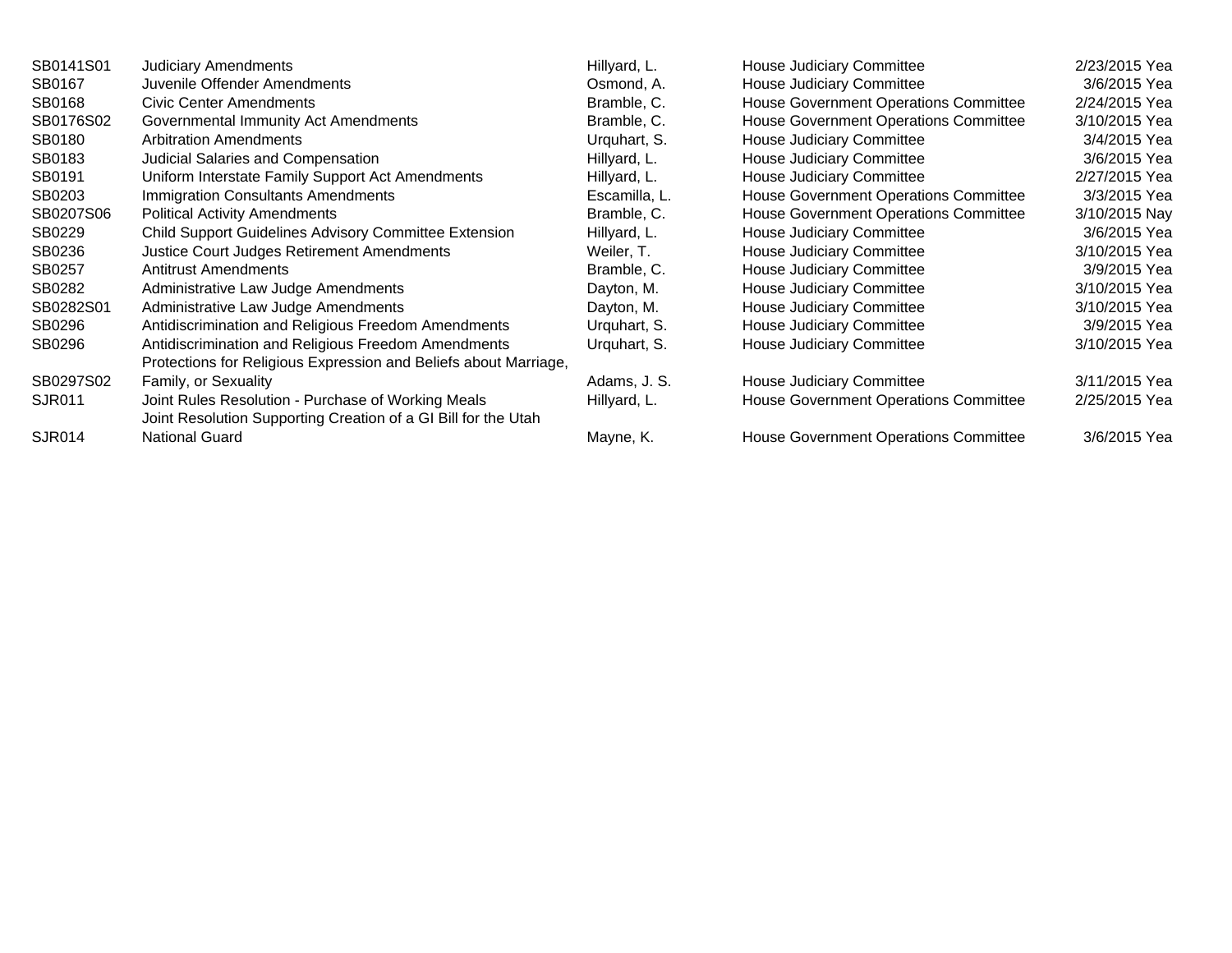| | | | | | |
|---|---|---|---|---|---|
| SB0141S01 | Judiciary Amendments | Hillyard, L. | House Judiciary Committee | 2/23/2015 | Yea |
| SB0167 | Juvenile Offender Amendments | Osmond, A. | House Judiciary Committee | 3/6/2015 | Yea |
| SB0168 | Civic Center Amendments | Bramble, C. | House Government Operations Committee | 2/24/2015 | Yea |
| SB0176S02 | Governmental Immunity Act Amendments | Bramble, C. | House Government Operations Committee | 3/10/2015 | Yea |
| SB0180 | Arbitration Amendments | Urquhart, S. | House Judiciary Committee | 3/4/2015 | Yea |
| SB0183 | Judicial Salaries and Compensation | Hillyard, L. | House Judiciary Committee | 3/6/2015 | Yea |
| SB0191 | Uniform Interstate Family Support Act Amendments | Hillyard, L. | House Judiciary Committee | 2/27/2015 | Yea |
| SB0203 | Immigration Consultants Amendments | Escamilla, L. | House Government Operations Committee | 3/3/2015 | Yea |
| SB0207S06 | Political Activity Amendments | Bramble, C. | House Government Operations Committee | 3/10/2015 | Nay |
| SB0229 | Child Support Guidelines Advisory Committee Extension | Hillyard, L. | House Judiciary Committee | 3/6/2015 | Yea |
| SB0236 | Justice Court Judges Retirement Amendments | Weiler, T. | House Judiciary Committee | 3/10/2015 | Yea |
| SB0257 | Antitrust Amendments | Bramble, C. | House Judiciary Committee | 3/9/2015 | Yea |
| SB0282 | Administrative Law Judge Amendments | Dayton, M. | House Judiciary Committee | 3/10/2015 | Yea |
| SB0282S01 | Administrative Law Judge Amendments | Dayton, M. | House Judiciary Committee | 3/10/2015 | Yea |
| SB0296 | Antidiscrimination and Religious Freedom Amendments | Urquhart, S. | House Judiciary Committee | 3/9/2015 | Yea |
| SB0296 | Antidiscrimination and Religious Freedom Amendments | Urquhart, S. | House Judiciary Committee | 3/10/2015 | Yea |
| SB0297S02 | Protections for Religious Expression and Beliefs about Marriage, Family, or Sexuality | Adams, J. S. | House Judiciary Committee | 3/11/2015 | Yea |
| SJR011 | Joint Rules Resolution - Purchase of Working Meals | Hillyard, L. | House Government Operations Committee | 2/25/2015 | Yea |
| SJR014 | Joint Resolution Supporting Creation of a GI Bill for the Utah National Guard | Mayne, K. | House Government Operations Committee | 3/6/2015 | Yea |